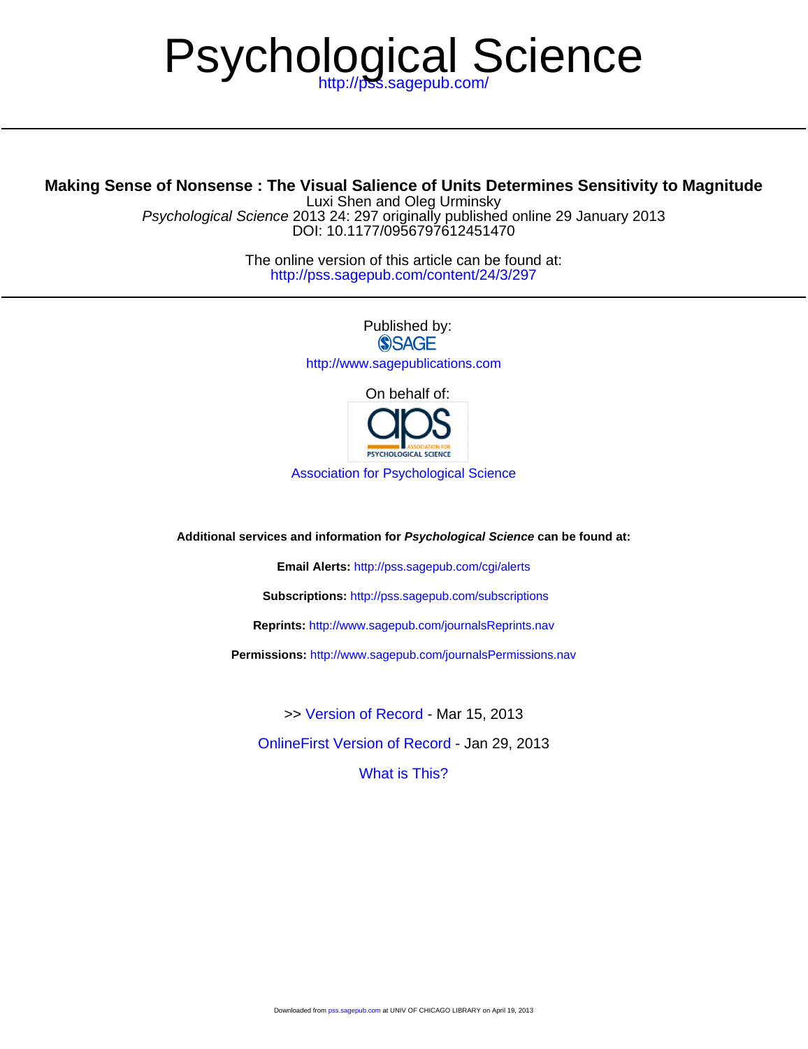# Psychological Science

http://pss.sagepub.com/

**Making Sense of Nonsense : The Visual Salience of Units Determines Sensitivity to Magnitude**

Luxi Shen and Oleg Urminsky

*Psychological Science* 2013 24: 297 originally published online 29 January 2013

DOI: 10.1177/0956797612451470

The online version of this article can be found at:

http://pss.sagepub.com/content/24/3/297

Published by:

SAGE

http://www.sagepublications.com

On behalf of:

aps ASSOCIATION FOR PSYCHOLOGICAL SCIENCE

Association for Psychological Science

**Additional services and information for *Psychological Science* can be found at:**

**Email Alerts:** http://pss.sagepub.com/cgi/alerts

**Subscriptions:** http://pss.sagepub.com/subscriptions

**Reprints:** http://www.sagepub.com/journalsReprints.nav

**Permissions:** http://www.sagepub.com/journalsPermissions.nav

>> Version of Record - Mar 15, 2013

OnlineFirst Version of Record - Jan 29, 2013

What is This?

Downloaded from pss.sagepub.com at UNIV OF CHICAGO LIBRARY on April 19, 2013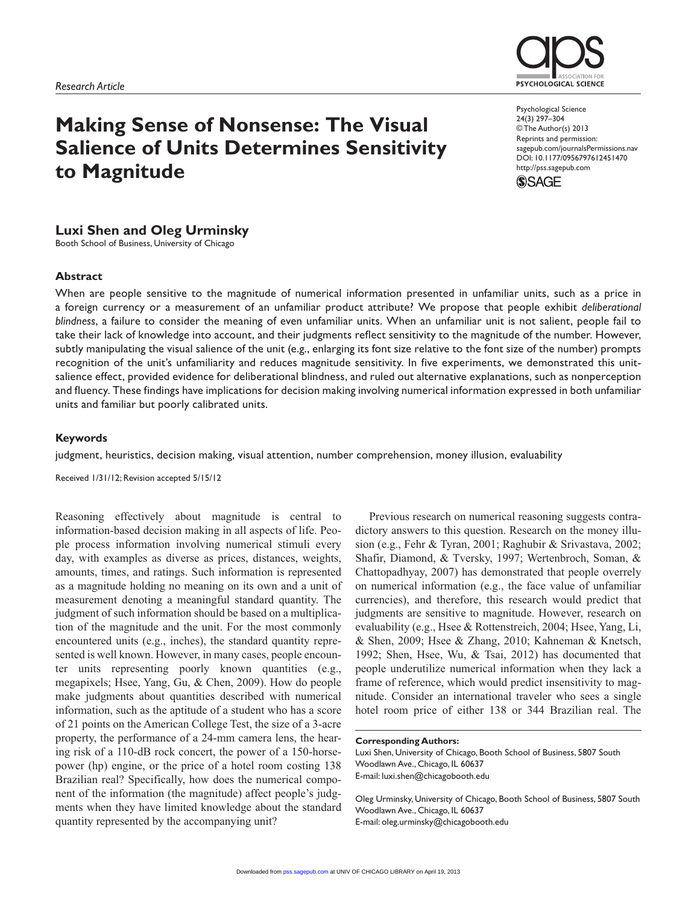Research Article

# Making Sense of Nonsense: The Visual Salience of Units Determines Sensitivity to Magnitude

Psychological Science
24(3) 297–304
© The Author(s) 2013
Reprints and permission: sagepub.com/journalsPermissions.nav
DOI: 10.1177/0956797612451470
http://pss.sagepub.com

**Luxi Shen and Oleg Urminsky**
Booth School of Business, University of Chicago

## Abstract

When are people sensitive to the magnitude of numerical information presented in unfamiliar units, such as a price in a foreign currency or a measurement of an unfamiliar product attribute? We propose that people exhibit *deliberational blindness*, a failure to consider the meaning of even unfamiliar units. When an unfamiliar unit is not salient, people fail to take their lack of knowledge into account, and their judgments reflect sensitivity to the magnitude of the number. However, subtly manipulating the visual salience of the unit (e.g., enlarging its font size relative to the font size of the number) prompts recognition of the unit's unfamiliarity and reduces magnitude sensitivity. In five experiments, we demonstrated this unit-salience effect, provided evidence for deliberational blindness, and ruled out alternative explanations, such as nonperception and fluency. These findings have implications for decision making involving numerical information expressed in both unfamiliar units and familiar but poorly calibrated units.

### Keywords

judgment, heuristics, decision making, visual attention, number comprehension, money illusion, evaluability

Received 1/31/12; Revision accepted 5/15/12

Reasoning effectively about magnitude is central to information-based decision making in all aspects of life. People process information involving numerical stimuli every day, with examples as diverse as prices, distances, weights, amounts, times, and ratings. Such information is represented as a magnitude holding no meaning on its own and a unit of measurement denoting a meaningful standard quantity. The judgment of such information should be based on a multiplication of the magnitude and the unit. For the most commonly encountered units (e.g., inches), the standard quantity represented is well known. However, in many cases, people encounter units representing poorly known quantities (e.g., megapixels; Hsee, Yang, Gu, & Chen, 2009). How do people make judgments about quantities described with numerical information, such as the aptitude of a student who has a score of 21 points on the American College Test, the size of a 3-acre property, the performance of a 24-mm camera lens, the hearing risk of a 110-dB rock concert, the power of a 150-horsepower (hp) engine, or the price of a hotel room costing 138 Brazilian real? Specifically, how does the numerical component of the information (the magnitude) affect people's judgments when they have limited knowledge about the standard quantity represented by the accompanying unit?

Previous research on numerical reasoning suggests contradictory answers to this question. Research on the money illusion (e.g., Fehr & Tyran, 2001; Raghubir & Srivastava, 2002; Shafir, Diamond, & Tversky, 1997; Wertenbroch, Soman, & Chattopadhyay, 2007) has demonstrated that people overrely on numerical information (e.g., the face value of unfamiliar currencies), and therefore, this research would predict that judgments are sensitive to magnitude. However, research on evaluability (e.g., Hsee & Rottenstreich, 2004; Hsee, Yang, Li, & Shen, 2009; Hsee & Zhang, 2010; Kahneman & Knetsch, 1992; Shen, Hsee, Wu, & Tsai, 2012) has documented that people underutilize numerical information when they lack a frame of reference, which would predict insensitivity to magnitude. Consider an international traveler who sees a single hotel room price of either 138 or 344 Brazilian real. The

**Corresponding Authors:**
Luxi Shen, University of Chicago, Booth School of Business, 5807 South Woodlawn Ave., Chicago, IL 60637
E-mail: luxi.shen@chicagobooth.edu

Oleg Urminsky, University of Chicago, Booth School of Business, 5807 South Woodlawn Ave., Chicago, IL 60637
E-mail: oleg.urminsky@chicagobooth.edu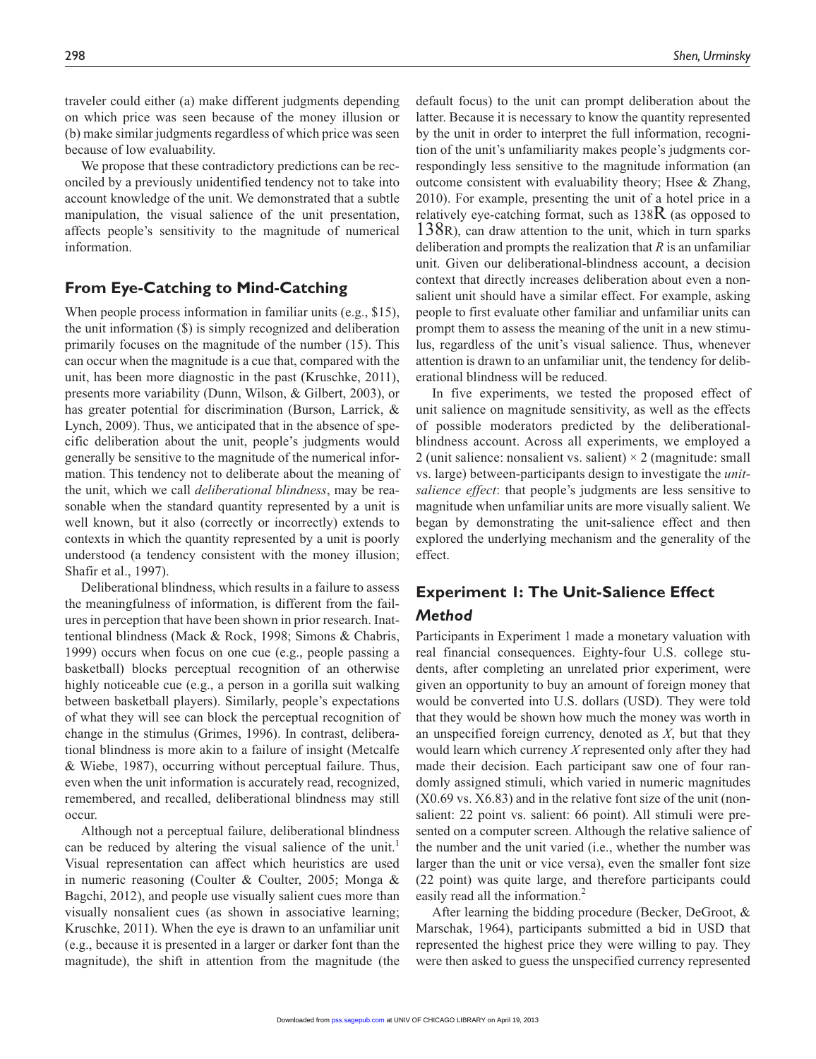traveler could either (a) make different judgments depending on which price was seen because of the money illusion or (b) make similar judgments regardless of which price was seen because of low evaluability.

We propose that these contradictory predictions can be reconciled by a previously unidentified tendency not to take into account knowledge of the unit. We demonstrated that a subtle manipulation, the visual salience of the unit presentation, affects people's sensitivity to the magnitude of numerical information.

## From Eye-Catching to Mind-Catching

When people process information in familiar units (e.g., $15), the unit information ($) is simply recognized and deliberation primarily focuses on the magnitude of the number (15). This can occur when the magnitude is a cue that, compared with the unit, has been more diagnostic in the past (Kruschke, 2011), presents more variability (Dunn, Wilson, & Gilbert, 2003), or has greater potential for discrimination (Burson, Larrick, & Lynch, 2009). Thus, we anticipated that in the absence of specific deliberation about the unit, people's judgments would generally be sensitive to the magnitude of the numerical information. This tendency not to deliberate about the meaning of the unit, which we call *deliberational blindness*, may be reasonable when the standard quantity represented by a unit is well known, but it also (correctly or incorrectly) extends to contexts in which the quantity represented by a unit is poorly understood (a tendency consistent with the money illusion; Shafir et al., 1997).

Deliberational blindness, which results in a failure to assess the meaningfulness of information, is different from the failures in perception that have been shown in prior research. Inattentional blindness (Mack & Rock, 1998; Simons & Chabris, 1999) occurs when focus on one cue (e.g., people passing a basketball) blocks perceptual recognition of an otherwise highly noticeable cue (e.g., a person in a gorilla suit walking between basketball players). Similarly, people's expectations of what they will see can block the perceptual recognition of change in the stimulus (Grimes, 1996). In contrast, deliberational blindness is more akin to a failure of insight (Metcalfe & Wiebe, 1987), occurring without perceptual failure. Thus, even when the unit information is accurately read, recognized, remembered, and recalled, deliberational blindness may still occur.

Although not a perceptual failure, deliberational blindness can be reduced by altering the visual salience of the unit.[1] Visual representation can affect which heuristics are used in numeric reasoning (Coulter & Coulter, 2005; Monga & Bagchi, 2012), and people use visually salient cues more than visually nonsalient cues (as shown in associative learning; Kruschke, 2011). When the eye is drawn to an unfamiliar unit (e.g., because it is presented in a larger or darker font than the magnitude), the shift in attention from the magnitude (the default focus) to the unit can prompt deliberation about the latter. Because it is necessary to know the quantity represented by the unit in order to interpret the full information, recognition of the unit's unfamiliarity makes people's judgments correspondingly less sensitive to the magnitude information (an outcome consistent with evaluability theory; Hsee & Zhang, 2010). For example, presenting the unit of a hotel price in a relatively eye-catching format, such as 138R (as opposed to 138R), can draw attention to the unit, which in turn sparks deliberation and prompts the realization that *R* is an unfamiliar unit. Given our deliberational-blindness account, a decision context that directly increases deliberation about even a nonsalient unit should have a similar effect. For example, asking people to first evaluate other familiar and unfamiliar units can prompt them to assess the meaning of the unit in a new stimulus, regardless of the unit's visual salience. Thus, whenever attention is drawn to an unfamiliar unit, the tendency for deliberational blindness will be reduced.

In five experiments, we tested the proposed effect of unit salience on magnitude sensitivity, as well as the effects of possible moderators predicted by the deliberational-blindness account. Across all experiments, we employed a 2 (unit salience: nonsalient vs. salient) × 2 (magnitude: small vs. large) between-participants design to investigate the *unit-salience effect*: that people's judgments are less sensitive to magnitude when unfamiliar units are more visually salient. We began by demonstrating the unit-salience effect and then explored the underlying mechanism and the generality of the effect.

## Experiment 1: The Unit-Salience Effect

### Method

Participants in Experiment 1 made a monetary valuation with real financial consequences. Eighty-four U.S. college students, after completing an unrelated prior experiment, were given an opportunity to buy an amount of foreign money that would be converted into U.S. dollars (USD). They were told that they would be shown how much the money was worth in an unspecified foreign currency, denoted as *X*, but that they would learn which currency *X* represented only after they had made their decision. Each participant saw one of four randomly assigned stimuli, which varied in numeric magnitudes (X0.69 vs. X6.83) and in the relative font size of the unit (nonsalient: 22 point vs. salient: 66 point). All stimuli were presented on a computer screen. Although the relative salience of the number and the unit varied (i.e., whether the number was larger than the unit or vice versa), even the smaller font size (22 point) was quite large, and therefore participants could easily read all the information.[2]

After learning the bidding procedure (Becker, DeGroot, & Marschak, 1964), participants submitted a bid in USD that represented the highest price they were willing to pay. They were then asked to guess the unspecified currency represented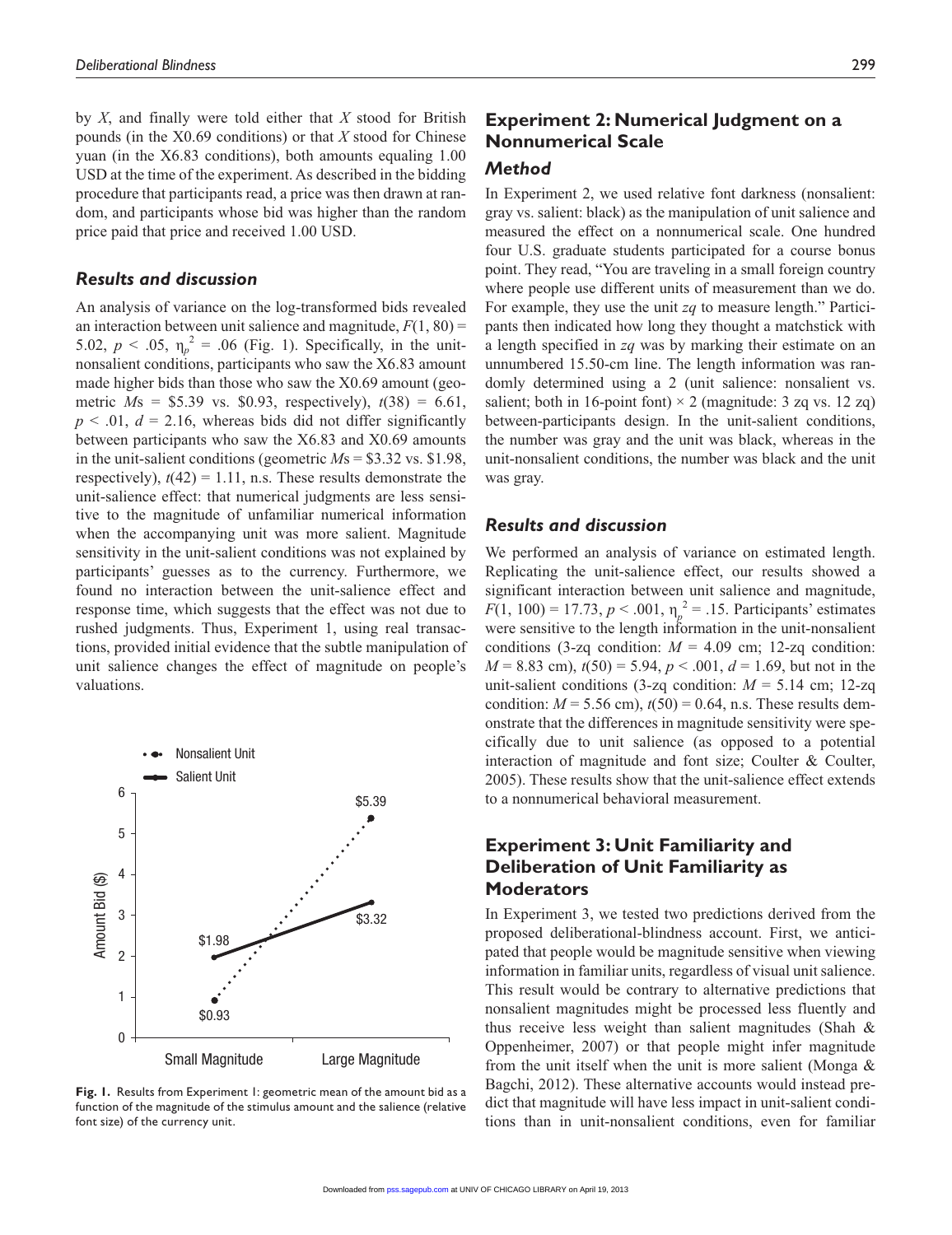by $X$, and finally were told either that $X$ stood for British pounds (in the X0.69 conditions) or that $X$ stood for Chinese yuan (in the X6.83 conditions), both amounts equaling 1.00 USD at the time of the experiment. As described in the bidding procedure that participants read, a price was then drawn at random, and participants whose bid was higher than the random price paid that price and received 1.00 USD.

### *Results and discussion*

An analysis of variance on the log-transformed bids revealed an interaction between unit salience and magnitude, $F(1, 80) = 5.02$, $p < .05$, $\eta_p^2 = .06$ (Fig. 1). Specifically, in the unit-nonsalient conditions, participants who saw the X6.83 amount made higher bids than those who saw the X0.69 amount (geometric $M$s = \$5.39 vs. \$0.93, respectively), $t(38) = 6.61$, $p < .01$, $d = 2.16$, whereas bids did not differ significantly between participants who saw the X6.83 and X0.69 amounts in the unit-salient conditions (geometric $M$s = \$3.32 vs. \$1.98, respectively), $t(42) = 1.11$, n.s. These results demonstrate the unit-salience effect: that numerical judgments are less sensitive to the magnitude of unfamiliar numerical information when the accompanying unit was more salient. Magnitude sensitivity in the unit-salient conditions was not explained by participants' guesses as to the currency. Furthermore, we found no interaction between the unit-salience effect and response time, which suggests that the effect was not due to rushed judgments. Thus, Experiment 1, using real transactions, provided initial evidence that the subtle manipulation of unit salience changes the effect of magnitude on people's valuations.

**Fig. 1.** Results from Experiment 1: geometric mean of the amount bid as a function of the magnitude of the stimulus amount and the salience (relative font size) of the currency unit.

## Experiment 2: Numerical Judgment on a Nonnumerical Scale

### *Method*

In Experiment 2, we used relative font darkness (nonsalient: gray vs. salient: black) as the manipulation of unit salience and measured the effect on a nonnumerical scale. One hundred four U.S. graduate students participated for a course bonus point. They read, "You are traveling in a small foreign country where people use different units of measurement than we do. For example, they use the unit *zq* to measure length." Participants then indicated how long they thought a matchstick with a length specified in *zq* was by marking their estimate on an unnumbered 15.50-cm line. The length information was randomly determined using a 2 (unit salience: nonsalient vs. salient; both in 16-point font) × 2 (magnitude: 3 zq vs. 12 zq) between-participants design. In the unit-salient conditions, the number was gray and the unit was black, whereas in the unit-nonsalient conditions, the number was black and the unit was gray.

### *Results and discussion*

We performed an analysis of variance on estimated length. Replicating the unit-salience effect, our results showed a significant interaction between unit salience and magnitude, $F(1, 100) = 17.73$, $p < .001$, $\eta_p^2 = .15$. Participants' estimates were sensitive to the length information in the unit-nonsalient conditions (3-zq condition: $M = 4.09$ cm; 12-zq condition: $M = 8.83$ cm), $t(50) = 5.94$, $p < .001$, $d = 1.69$, but not in the unit-salient conditions (3-zq condition: $M = 5.14$ cm; 12-zq condition: $M = 5.56$ cm), $t(50) = 0.64$, n.s. These results demonstrate that the differences in magnitude sensitivity were specifically due to unit salience (as opposed to a potential interaction of magnitude and font size; Coulter & Coulter, 2005). These results show that the unit-salience effect extends to a nonnumerical behavioral measurement.

## Experiment 3: Unit Familiarity and Deliberation of Unit Familiarity as Moderators

In Experiment 3, we tested two predictions derived from the proposed deliberational-blindness account. First, we anticipated that people would be magnitude sensitive when viewing information in familiar units, regardless of visual unit salience. This result would be contrary to alternative predictions that nonsalient magnitudes might be processed less fluently and thus receive less weight than salient magnitudes (Shah & Oppenheimer, 2007) or that people might infer magnitude from the unit itself when the unit is more salient (Monga & Bagchi, 2012). These alternative accounts would instead predict that magnitude will have less impact in unit-salient conditions than in unit-nonsalient conditions, even for familiar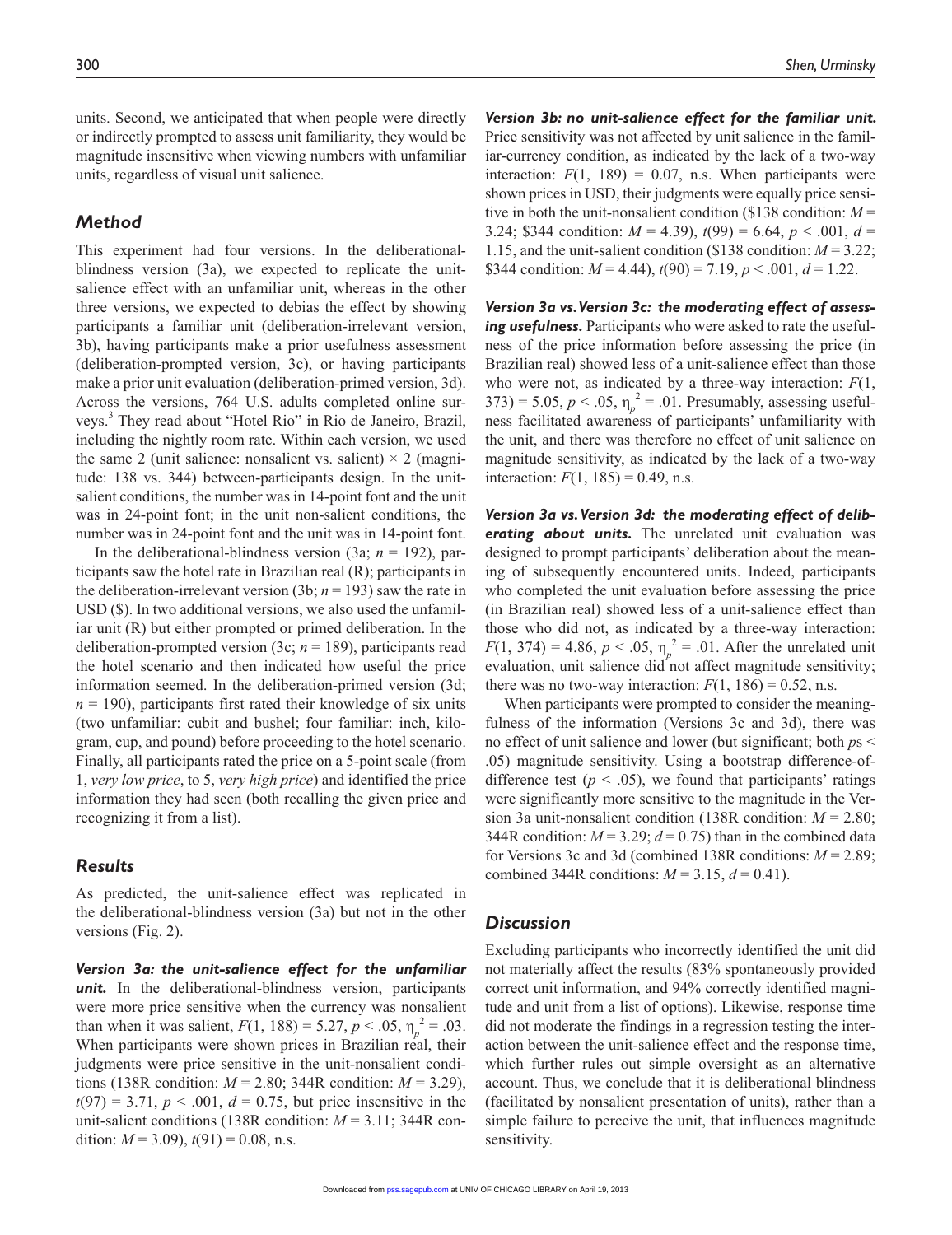units. Second, we anticipated that when people were directly or indirectly prompted to assess unit familiarity, they would be magnitude insensitive when viewing numbers with unfamiliar units, regardless of visual unit salience.

## Method

This experiment had four versions. In the deliberational-blindness version (3a), we expected to replicate the unit-salience effect with an unfamiliar unit, whereas in the other three versions, we expected to debias the effect by showing participants a familiar unit (deliberation-irrelevant version, 3b), having participants make a prior usefulness assessment (deliberation-prompted version, 3c), or having participants make a prior unit evaluation (deliberation-primed version, 3d). Across the versions, 764 U.S. adults completed online surveys.[3] They read about "Hotel Rio" in Rio de Janeiro, Brazil, including the nightly room rate. Within each version, we used the same 2 (unit salience: nonsalient vs. salient) × 2 (magnitude: 138 vs. 344) between-participants design. In the unit-salient conditions, the number was in 14-point font and the unit was in 24-point font; in the unit non-salient conditions, the number was in 24-point font and the unit was in 14-point font.

In the deliberational-blindness version (3a; $n = 192$), participants saw the hotel rate in Brazilian real (R); participants in the deliberation-irrelevant version (3b; $n = 193$) saw the rate in USD ($). In two additional versions, we also used the unfamiliar unit (R) but either prompted or primed deliberation. In the deliberation-prompted version (3c; $n = 189$), participants read the hotel scenario and then indicated how useful the price information seemed. In the deliberation-primed version (3d; $n = 190$), participants first rated their knowledge of six units (two unfamiliar: cubit and bushel; four familiar: inch, kilogram, cup, and pound) before proceeding to the hotel scenario. Finally, all participants rated the price on a 5-point scale (from 1, *very low price*, to 5, *very high price*) and identified the price information they had seen (both recalling the given price and recognizing it from a list).

## Results

As predicted, the unit-salience effect was replicated in the deliberational-blindness version (3a) but not in the other versions (Fig. 2).

***Version 3a: the unit-salience effect for the unfamiliar unit.*** In the deliberational-blindness version, participants were more price sensitive when the currency was nonsalient than when it was salient, $F(1, 188) = 5.27$, $p < .05$, $\eta_p^2 = .03$. When participants were shown prices in Brazilian real, their judgments were price sensitive in the unit-nonsalient conditions (138R condition: $M = 2.80$; 344R condition: $M = 3.29$), $t(97) = 3.71$, $p < .001$, $d = 0.75$, but price insensitive in the unit-salient conditions (138R condition: $M = 3.11$; 344R condition: $M = 3.09$), $t(91) = 0.08$, n.s.

***Version 3b: no unit-salience effect for the familiar unit.*** Price sensitivity was not affected by unit salience in the familiar-currency condition, as indicated by the lack of a two-way interaction: $F(1, 189) = 0.07$, n.s. When participants were shown prices in USD, their judgments were equally price sensitive in both the unit-nonsalient condition ($138 condition: $M = 3.24$; $344 condition: $M = 4.39$), $t(99) = 6.64$, $p < .001$, $d = 1.15$, and the unit-salient condition ($138 condition: $M = 3.22$; $344 condition: $M = 4.44$), $t(90) = 7.19$, $p < .001$, $d = 1.22$.

***Version 3a vs. Version 3c: the moderating effect of assessing usefulness.*** Participants who were asked to rate the usefulness of the price information before assessing the price (in Brazilian real) showed less of a unit-salience effect than those who were not, as indicated by a three-way interaction: $F(1, 373) = 5.05$, $p < .05$, $\eta_p^2 = .01$. Presumably, assessing usefulness facilitated awareness of participants' unfamiliarity with the unit, and there was therefore no effect of unit salience on magnitude sensitivity, as indicated by the lack of a two-way interaction: $F(1, 185) = 0.49$, n.s.

***Version 3a vs. Version 3d: the moderating effect of deliberating about units.*** The unrelated unit evaluation was designed to prompt participants' deliberation about the meaning of subsequently encountered units. Indeed, participants who completed the unit evaluation before assessing the price (in Brazilian real) showed less of a unit-salience effect than those who did not, as indicated by the three-way interaction: $F(1, 374) = 4.86$, $p < .05$, $\eta_p^2 = .01$. After the unrelated unit evaluation, unit salience did not affect magnitude sensitivity; there was no two-way interaction: $F(1, 186) = 0.52$, n.s.

When participants were prompted to consider the meaningfulness of the information (Versions 3c and 3d), there was no effect of unit salience and lower (but significant; both $p$s $<$ .05) magnitude sensitivity. Using a bootstrap difference-of-difference test ($p < .05$), we found that participants' ratings were significantly more sensitive to the magnitude in the Version 3a unit-nonsalient condition (138R condition: $M = 2.80$; 344R condition: $M = 3.29$; $d = 0.75$) than in the combined data for Versions 3c and 3d (combined 138R conditions: $M = 2.89$; combined 344R conditions: $M = 3.15$, $d = 0.41$).

## Discussion

Excluding participants who incorrectly identified the unit did not materially affect the results (83% spontaneously provided correct unit information, and 94% correctly identified magnitude and unit from a list of options). Likewise, response time did not moderate the findings in a regression testing the interaction between the unit-salience effect and the response time, which further rules out simple oversight as an alternative account. Thus, we conclude that it is deliberational blindness (facilitated by nonsalient presentation of units), rather than a simple failure to perceive the unit, that influences magnitude sensitivity.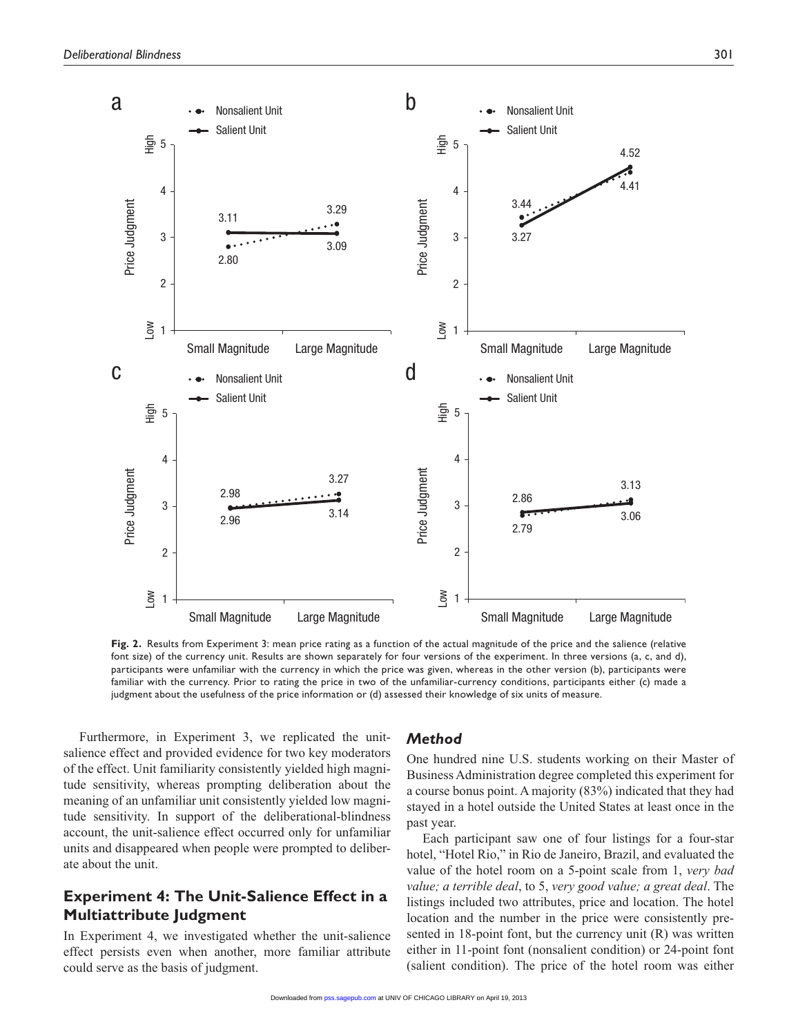**Fig. 2.** Results from Experiment 3: mean price rating as a function of the actual magnitude of the price and the salience (relative font size) of the currency unit. Results are shown separately for four versions of the experiment. In three versions (a, c, and d), participants were unfamiliar with the currency in which the price was given, whereas in the other version (b), participants were familiar with the currency. Prior to rating the price in two of the unfamiliar-currency conditions, participants either (c) made a judgment about the usefulness of the price information or (d) assessed their knowledge of six units of measure.

Furthermore, in Experiment 3, we replicated the unit-salience effect and provided evidence for two key moderators of the effect. Unit familiarity consistently yielded high magnitude sensitivity, whereas prompting deliberation about the meaning of an unfamiliar unit consistently yielded low magnitude sensitivity. In support of the deliberational-blindness account, the unit-salience effect occurred only for unfamiliar units and disappeared when people were prompted to deliberate about the unit.

## Experiment 4: The Unit-Salience Effect in a Multiattribute Judgment

In Experiment 4, we investigated whether the unit-salience effect persists even when another, more familiar attribute could serve as the basis of judgment.

### *Method*

One hundred nine U.S. students working on their Master of Business Administration degree completed this experiment for a course bonus point. A majority (83%) indicated that they had stayed in a hotel outside the United States at least once in the past year.

Each participant saw one of four listings for a four-star hotel, "Hotel Rio," in Rio de Janeiro, Brazil, and evaluated the value of the hotel room on a 5-point scale from 1, *very bad value; a terrible deal*, to 5, *very good value; a great deal*. The listings included two attributes, price and location. The hotel location and the number in the price were consistently presented in 18-point font, but the currency unit (R) was written either in 11-point font (nonsalient condition) or 24-point font (salient condition). The price of the hotel room was either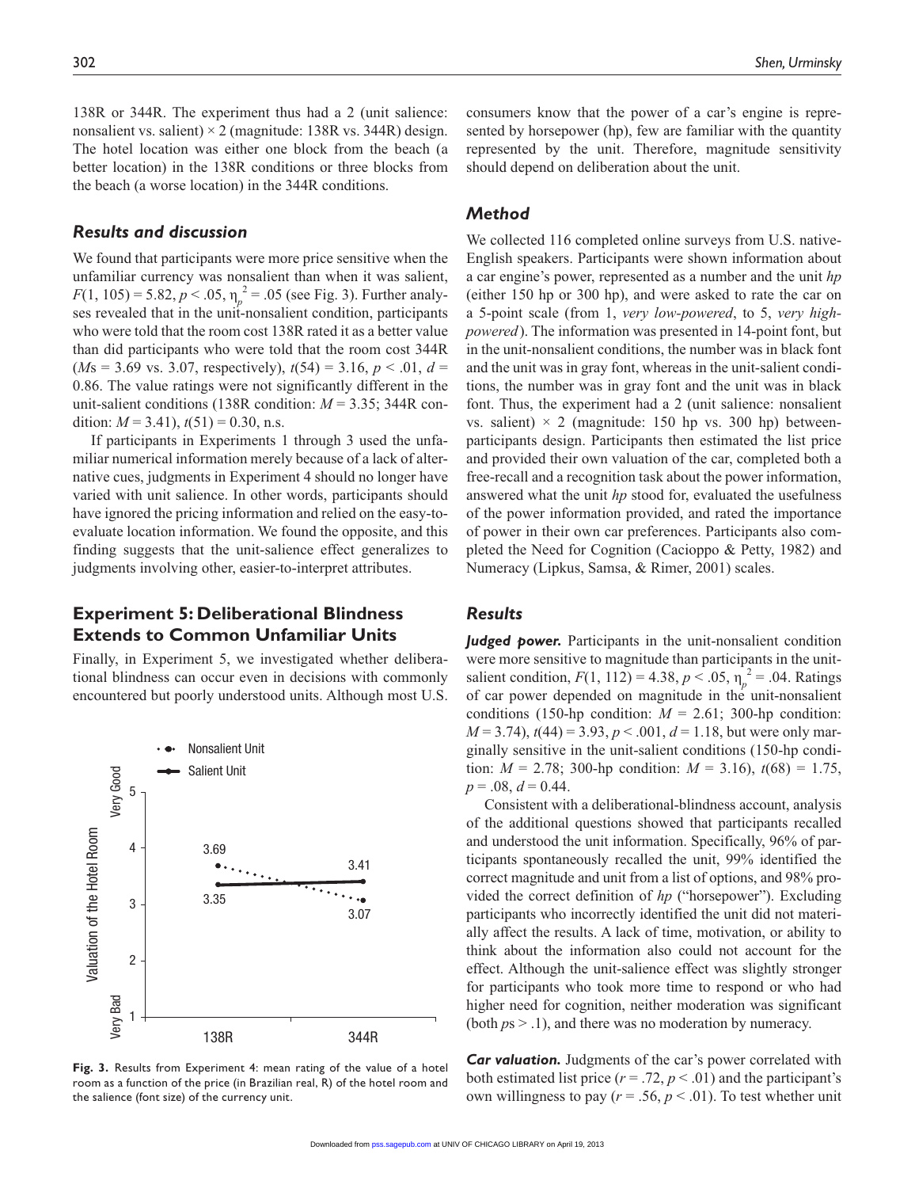138R or 344R. The experiment thus had a 2 (unit salience: nonsalient vs. salient) × 2 (magnitude: 138R vs. 344R) design. The hotel location was either one block from the beach (a better location) in the 138R conditions or three blocks from the beach (a worse location) in the 344R conditions.

### Results and discussion

We found that participants were more price sensitive when the unfamiliar currency was nonsalient than when it was salient, $F(1, 105) = 5.82$, $p < .05$, $\eta_p^2 = .05$ (see Fig. 3). Further analyses revealed that in the unit-nonsalient condition, participants who were told that the room cost 138R rated it as a better value than did participants who were told that the room cost 344R ($M$s = 3.69 vs. 3.07, respectively), $t(54) = 3.16$, $p < .01$, $d = 0.86$. The value ratings were not significantly different in the unit-salient conditions (138R condition: $M = 3.35$; 344R condition: $M = 3.41$), $t(51) = 0.30$, n.s.

If participants in Experiments 1 through 3 used the unfamiliar numerical information merely because of a lack of alternative cues, judgments in Experiment 4 should no longer have varied with unit salience. In other words, participants should have ignored the pricing information and relied on the easy-to-evaluate location information. We found the opposite, and this finding suggests that the unit-salience effect generalizes to judgments involving other, easier-to-interpret attributes.

## Experiment 5: Deliberational Blindness Extends to Common Unfamiliar Units

Finally, in Experiment 5, we investigated whether deliberational blindness can occur even in decisions with commonly encountered but poorly understood units. Although most U.S. consumers know that the power of a car's engine is represented by horsepower (hp), few are familiar with the quantity represented by the unit. Therefore, magnitude sensitivity should depend on deliberation about the unit.

**Fig. 3.** Results from Experiment 4: mean rating of the value of a hotel room as a function of the price (in Brazilian real, R) of the hotel room and the salience (font size) of the currency unit.

### Method

We collected 116 completed online surveys from U.S. native-English speakers. Participants were shown information about a car engine's power, represented as a number and the unit *hp* (either 150 hp or 300 hp), and were asked to rate the car on a 5-point scale (from 1, *very low-powered*, to 5, *very high-powered*). The information was presented in 14-point font, but in the unit-nonsalient conditions, the number was in black font and the unit was in gray font, whereas in the unit-salient conditions, the number was in gray font and the unit was in black font. Thus, the experiment had a 2 (unit salience: nonsalient vs. salient) × 2 (magnitude: 150 hp vs. 300 hp) between-participants design. Participants then estimated the list price and provided their own valuation of the car, completed both a free-recall and a recognition task about the power information, answered what the unit *hp* stood for, evaluated the usefulness of the power information provided, and rated the importance of power in their own car preferences. Participants also completed the Need for Cognition (Cacioppo & Petty, 1982) and Numeracy (Lipkus, Samsa, & Rimer, 2001) scales.

### Results

***Judged power.*** Participants in the unit-nonsalient condition were more sensitive to magnitude than participants in the unit-salient condition, $F(1, 112) = 4.38$, $p < .05$, $\eta_p^2 = .04$. Ratings of car power depended on magnitude in the unit-nonsalient conditions (150-hp condition: $M = 2.61$; 300-hp condition: $M = 3.74$), $t(44) = 3.93$, $p < .001$, $d = 1.18$, but were only marginally sensitive in the unit-salient conditions (150-hp condition: $M = 2.78$; 300-hp condition: $M = 3.16$), $t(68) = 1.75$, $p = .08$, $d = 0.44$.

Consistent with a deliberational-blindness account, analysis of the additional questions showed that participants recalled and understood the unit information. Specifically, 96% of participants spontaneously recalled the unit, 99% identified the correct magnitude and unit from a list of options, and 98% provided the correct definition of *hp* ("horsepower"). Excluding participants who incorrectly identified the unit did not materially affect the results. A lack of time, motivation, or ability to think about the information also could not account for the effect. Although the unit-salience effect was slightly stronger for participants who took more time to respond or who had higher need for cognition, neither moderation was significant (both $p$s > .1), and there was no moderation by numeracy.

***Car valuation.*** Judgments of the car's power correlated with both estimated list price ($r = .72$, $p < .01$) and the participant's own willingness to pay ($r = .56$, $p < .01$). To test whether unit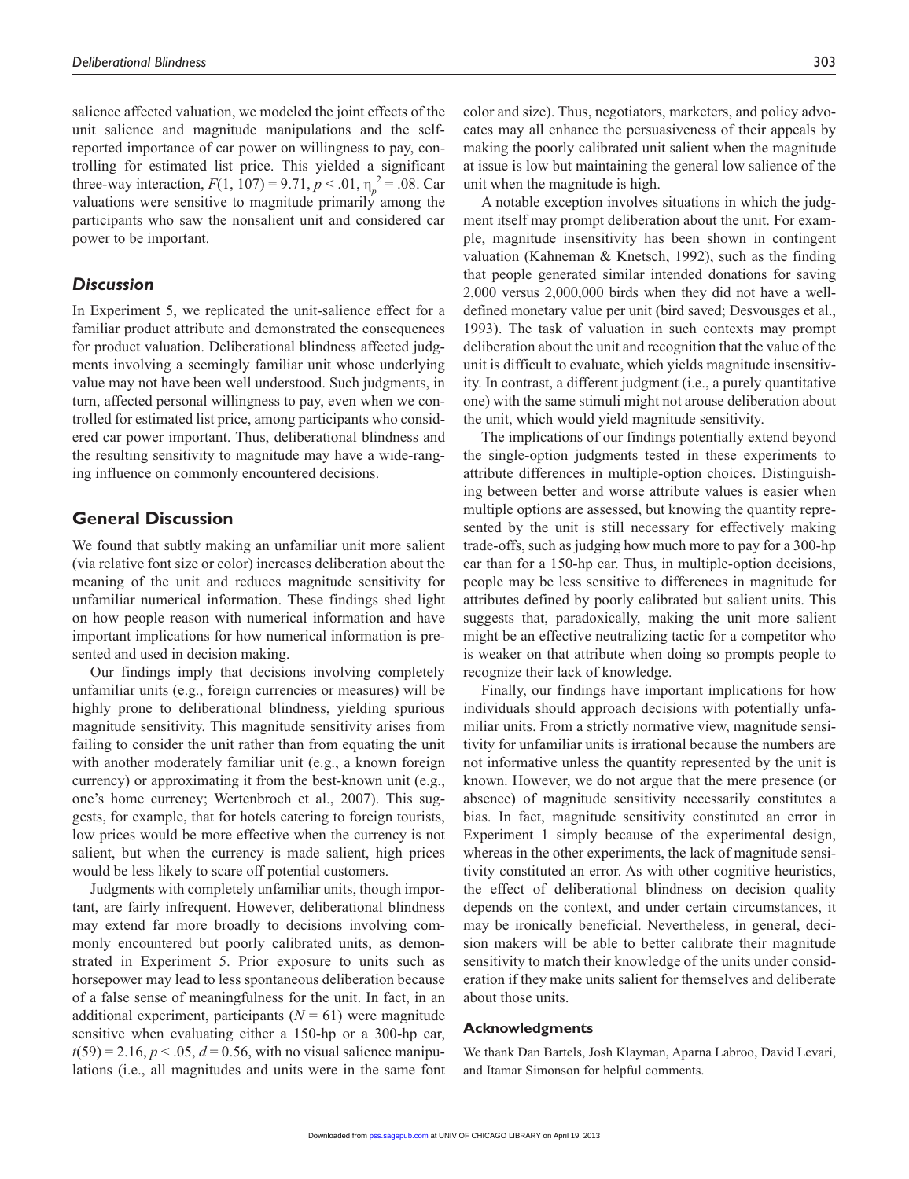salience affected valuation, we modeled the joint effects of the unit salience and magnitude manipulations and the self-reported importance of car power on willingness to pay, controlling for estimated list price. This yielded a significant three-way interaction, $F(1, 107) = 9.71$, $p < .01$, $\eta_p^2 = .08$. Car valuations were sensitive to magnitude primarily among the participants who saw the nonsalient unit and considered car power to be important.

### *Discussion*

In Experiment 5, we replicated the unit-salience effect for a familiar product attribute and demonstrated the consequences for product valuation. Deliberational blindness affected judgments involving a seemingly familiar unit whose underlying value may not have been well understood. Such judgments, in turn, affected personal willingness to pay, even when we controlled for estimated list price, among participants who considered car power important. Thus, deliberational blindness and the resulting sensitivity to magnitude may have a wide-ranging influence on commonly encountered decisions.

## General Discussion

We found that subtly making an unfamiliar unit more salient (via relative font size or color) increases deliberation about the meaning of the unit and reduces magnitude sensitivity for unfamiliar numerical information. These findings shed light on how people reason with numerical information and have important implications for how numerical information is presented and used in decision making.

Our findings imply that decisions involving completely unfamiliar units (e.g., foreign currencies or measures) will be highly prone to deliberational blindness, yielding spurious magnitude sensitivity. This magnitude sensitivity arises from failing to consider the unit rather than from equating the unit with another moderately familiar unit (e.g., a known foreign currency) or approximating it from the best-known unit (e.g., one's home currency; Wertenbroch et al., 2007). This suggests, for example, that for hotels catering to foreign tourists, low prices would be more effective when the currency is not salient, but when the currency is made salient, high prices would be less likely to scare off potential customers.

Judgments with completely unfamiliar units, though important, are fairly infrequent. However, deliberational blindness may extend far more broadly to decisions involving commonly encountered but poorly calibrated units, as demonstrated in Experiment 5. Prior exposure to units such as horsepower may lead to less spontaneous deliberation because of a false sense of meaningfulness for the unit. In fact, in an additional experiment, participants ($N = 61$) were magnitude sensitive when evaluating either a 150-hp or a 300-hp car, $t(59) = 2.16$, $p < .05$, $d = 0.56$, with no visual salience manipulations (i.e., all magnitudes and units were in the same font color and size). Thus, negotiators, marketers, and policy advocates may all enhance the persuasiveness of their appeals by making the poorly calibrated unit salient when the magnitude at issue is low but maintaining the general low salience of the unit when the magnitude is high.

A notable exception involves situations in which the judgment itself may prompt deliberation about the unit. For example, magnitude insensitivity has been shown in contingent valuation (Kahneman & Knetsch, 1992), such as the finding that people generated similar intended donations for saving 2,000 versus 2,000,000 birds when they did not have a well-defined monetary value per unit (bird saved; Desvousges et al., 1993). The task of valuation in such contexts may prompt deliberation about the unit and recognition that the value of the unit is difficult to evaluate, which yields magnitude insensitivity. In contrast, a different judgment (i.e., a purely quantitative one) with the same stimuli might not arouse deliberation about the unit, which would yield magnitude sensitivity.

The implications of our findings potentially extend beyond the single-option judgments tested in these experiments to attribute differences in multiple-option choices. Distinguishing between better and worse attribute values is easier when multiple options are assessed, but knowing the quantity represented by the unit is still necessary for effectively making trade-offs, such as judging how much more to pay for a 300-hp car than for a 150-hp car. Thus, in multiple-option decisions, people may be less sensitive to differences in magnitude for attributes defined by poorly calibrated but salient units. This suggests that, paradoxically, making the unit more salient might be an effective neutralizing tactic for a competitor who is weaker on that attribute when doing so prompts people to recognize their lack of knowledge.

Finally, our findings have important implications for how individuals should approach decisions with potentially unfamiliar units. From a strictly normative view, magnitude sensitivity for unfamiliar units is irrational because the numbers are not informative unless the quantity represented by the unit is known. However, we do not argue that the mere presence (or absence) of magnitude sensitivity necessarily constitutes a bias. In fact, magnitude sensitivity constituted an error in Experiment 1 simply because of the experimental design, whereas in the other experiments, the lack of magnitude sensitivity constituted an error. As with other cognitive heuristics, the effect of deliberational blindness on decision quality depends on the context, and under certain circumstances, it may be ironically beneficial. Nevertheless, in general, decision makers will be able to better calibrate their magnitude sensitivity to match their knowledge of the units under consideration if they make units salient for themselves and deliberate about those units.

### Acknowledgments

We thank Dan Bartels, Josh Klayman, Aparna Labroo, David Levari, and Itamar Simonson for helpful comments.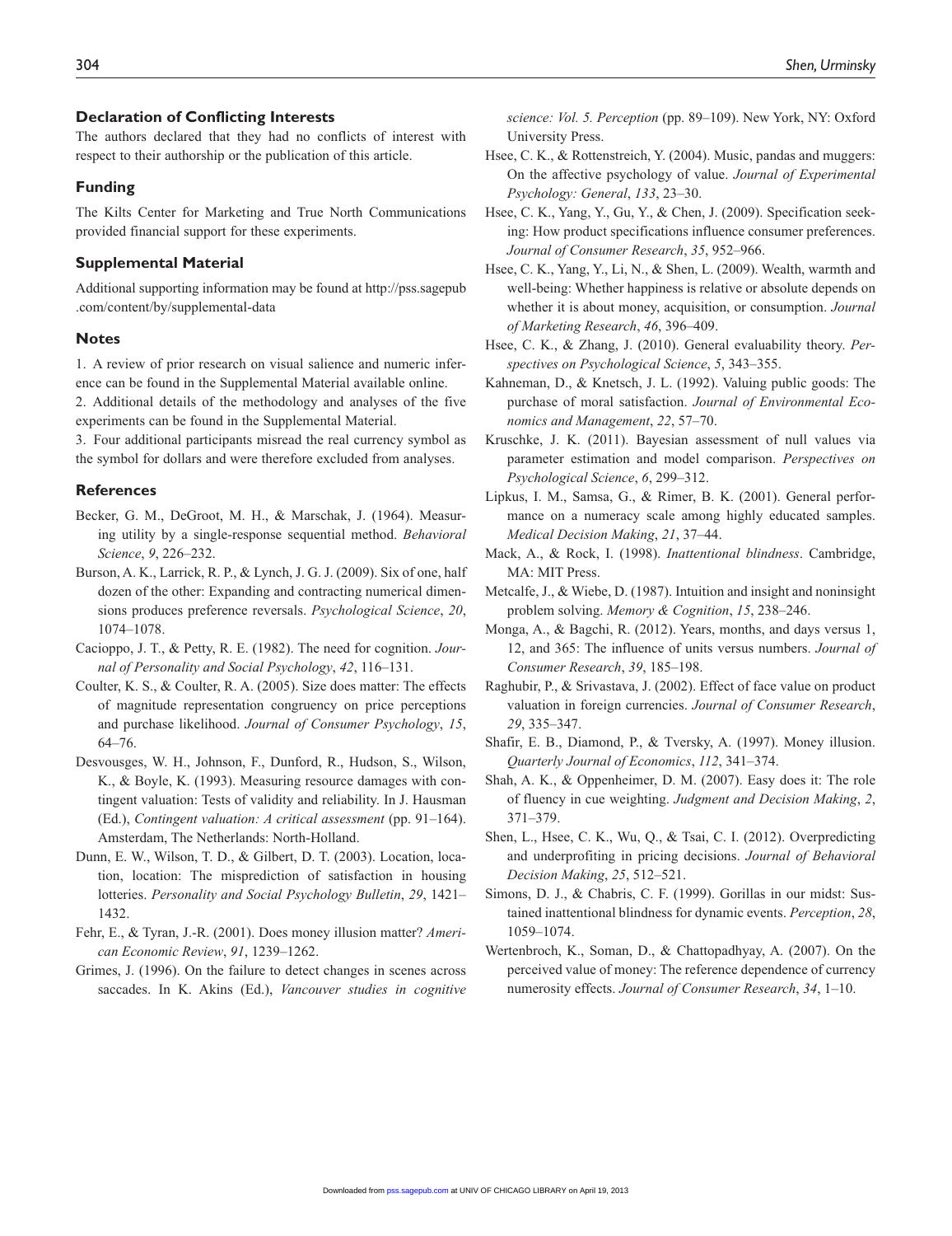## Declaration of Conflicting Interests

The authors declared that they had no conflicts of interest with respect to their authorship or the publication of this article.

## Funding

The Kilts Center for Marketing and True North Communications provided financial support for these experiments.

## Supplemental Material

Additional supporting information may be found at http://pss.sagepub.com/content/by/supplemental-data

## Notes

1. A review of prior research on visual salience and numeric inference can be found in the Supplemental Material available online.
2. Additional details of the methodology and analyses of the five experiments can be found in the Supplemental Material.
3. Four additional participants misread the real currency symbol as the symbol for dollars and were therefore excluded from analyses.

## References

Becker, G. M., DeGroot, M. H., & Marschak, J. (1964). Measuring utility by a single-response sequential method. *Behavioral Science*, *9*, 226–232.

Burson, A. K., Larrick, R. P., & Lynch, J. G. J. (2009). Six of one, half dozen of the other: Expanding and contracting numerical dimensions produces preference reversals. *Psychological Science*, *20*, 1074–1078.

Cacioppo, J. T., & Petty, R. E. (1982). The need for cognition. *Journal of Personality and Social Psychology*, *42*, 116–131.

Coulter, K. S., & Coulter, R. A. (2005). Size does matter: The effects of magnitude representation congruency on price perceptions and purchase likelihood. *Journal of Consumer Psychology*, *15*, 64–76.

Desvousges, W. H., Johnson, F., Dunford, R., Hudson, S., Wilson, K., & Boyle, K. (1993). Measuring resource damages with contingent valuation: Tests of validity and reliability. In J. Hausman (Ed.), *Contingent valuation: A critical assessment* (pp. 91–164). Amsterdam, The Netherlands: North-Holland.

Dunn, E. W., Wilson, T. D., & Gilbert, D. T. (2003). Location, location, location: The misprediction of satisfaction in housing lotteries. *Personality and Social Psychology Bulletin*, *29*, 1421–1432.

Fehr, E., & Tyran, J.-R. (2001). Does money illusion matter? *American Economic Review*, *91*, 1239–1262.

Grimes, J. (1996). On the failure to detect changes in scenes across saccades. In K. Akins (Ed.), *Vancouver studies in cognitive science: Vol. 5. Perception* (pp. 89–109). New York, NY: Oxford University Press.

Hsee, C. K., & Rottenstreich, Y. (2004). Music, pandas and muggers: On the affective psychology of value. *Journal of Experimental Psychology: General*, *133*, 23–30.

Hsee, C. K., Yang, Y., Gu, Y., & Chen, J. (2009). Specification seeking: How product specifications influence consumer preferences. *Journal of Consumer Research*, *35*, 952–966.

Hsee, C. K., Yang, Y., Li, N., & Shen, L. (2009). Wealth, warmth and well-being: Whether happiness is relative or absolute depends on whether it is about money, acquisition, or consumption. *Journal of Marketing Research*, *46*, 396–409.

Hsee, C. K., & Zhang, J. (2010). General evaluability theory. *Perspectives on Psychological Science*, *5*, 343–355.

Kahneman, D., & Knetsch, J. L. (1992). Valuing public goods: The purchase of moral satisfaction. *Journal of Environmental Economics and Management*, *22*, 57–70.

Kruschke, J. K. (2011). Bayesian assessment of null values via parameter estimation and model comparison. *Perspectives on Psychological Science*, *6*, 299–312.

Lipkus, I. M., Samsa, G., & Rimer, B. K. (2001). General performance on a numeracy scale among highly educated samples. *Medical Decision Making*, *21*, 37–44.

Mack, A., & Rock, I. (1998). *Inattentional blindness*. Cambridge, MA: MIT Press.

Metcalfe, J., & Wiebe, D. (1987). Intuition and insight and noninsight problem solving. *Memory & Cognition*, *15*, 238–246.

Monga, A., & Bagchi, R. (2012). Years, months, and days versus 1, 12, and 365: The influence of units versus numbers. *Journal of Consumer Research*, *39*, 185–198.

Raghubir, P., & Srivastava, J. (2002). Effect of face value on product valuation in foreign currencies. *Journal of Consumer Research*, *29*, 335–347.

Shafir, E. B., Diamond, P., & Tversky, A. (1997). Money illusion. *Quarterly Journal of Economics*, *112*, 341–374.

Shah, A. K., & Oppenheimer, D. M. (2007). Easy does it: The role of fluency in cue weighting. *Judgment and Decision Making*, *2*, 371–379.

Shen, L., Hsee, C. K., Wu, Q., & Tsai, C. I. (2012). Overpredicting and underprofiting in pricing decisions. *Journal of Behavioral Decision Making*, *25*, 512–521.

Simons, D. J., & Chabris, C. F. (1999). Gorillas in our midst: Sustained inattentional blindness for dynamic events. *Perception*, *28*, 1059–1074.

Wertenbroch, K., Soman, D., & Chattopadhyay, A. (2007). On the perceived value of money: The reference dependence of currency numerosity effects. *Journal of Consumer Research*, *34*, 1–10.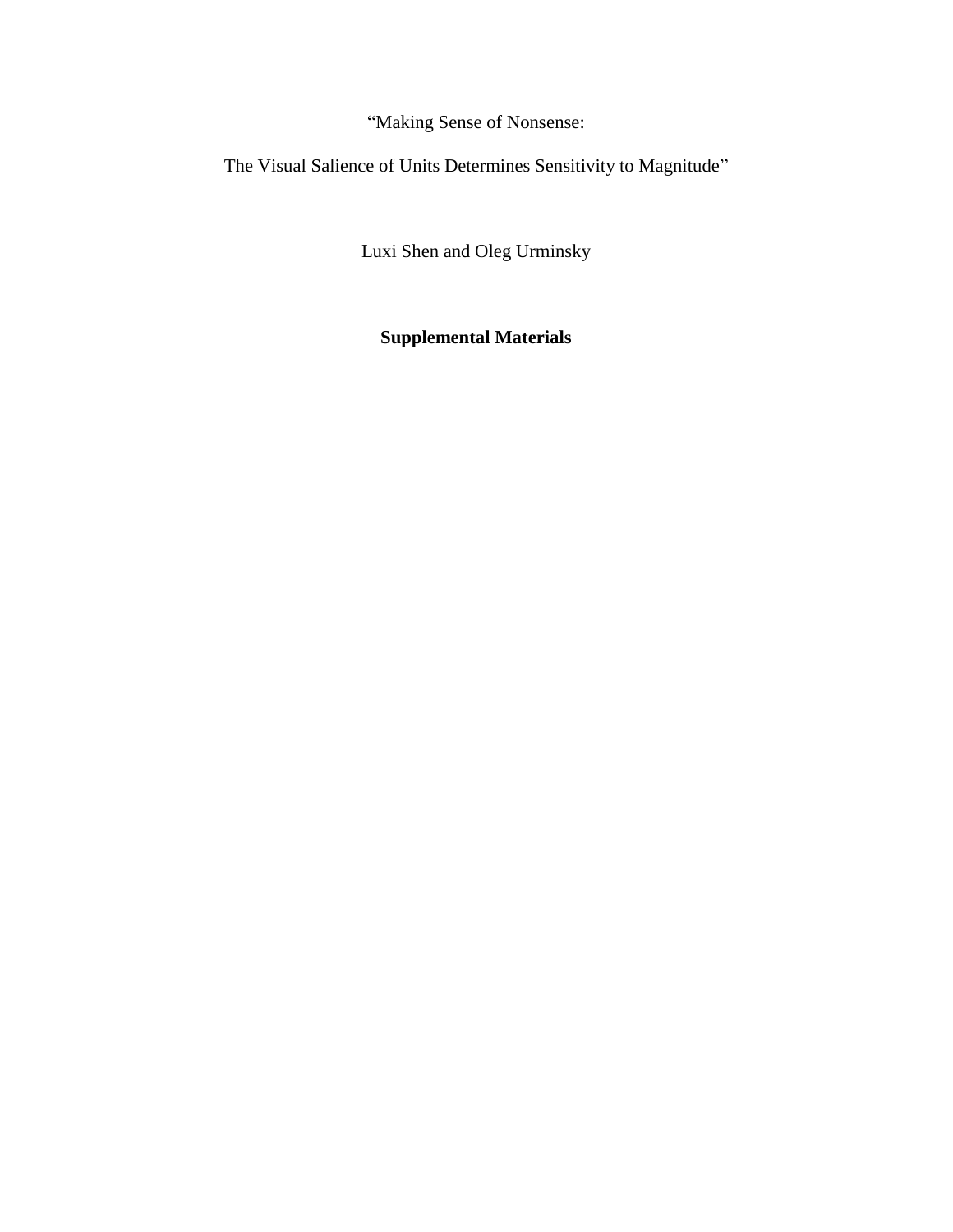"Making Sense of Nonsense:

The Visual Salience of Units Determines Sensitivity to Magnitude"

Luxi Shen and Oleg Urminsky

**Supplemental Materials**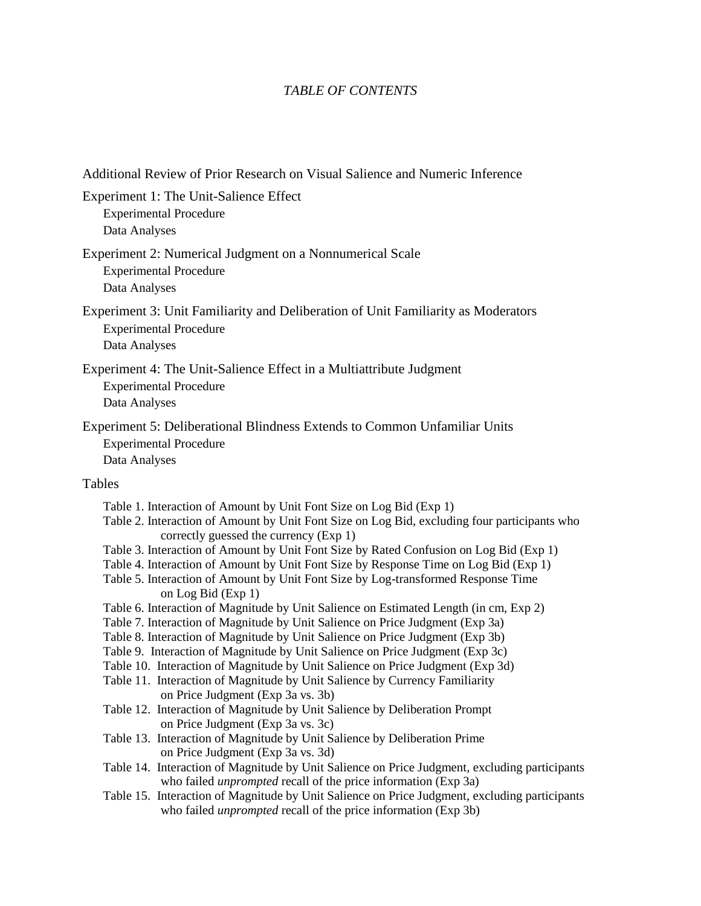*TABLE OF CONTENTS*

Additional Review of Prior Research on Visual Salience and Numeric Inference

Experiment 1: The Unit-Salience Effect
- Experimental Procedure
- Data Analyses

Experiment 2: Numerical Judgment on a Nonnumerical Scale
- Experimental Procedure
- Data Analyses

Experiment 3: Unit Familiarity and Deliberation of Unit Familiarity as Moderators
- Experimental Procedure
- Data Analyses

Experiment 4: The Unit-Salience Effect in a Multiattribute Judgment
- Experimental Procedure
- Data Analyses

Experiment 5: Deliberational Blindness Extends to Common Unfamiliar Units
- Experimental Procedure
- Data Analyses

Tables

- Table 1. Interaction of Amount by Unit Font Size on Log Bid (Exp 1)
- Table 2. Interaction of Amount by Unit Font Size on Log Bid, excluding four participants who correctly guessed the currency (Exp 1)
- Table 3. Interaction of Amount by Unit Font Size by Rated Confusion on Log Bid (Exp 1)
- Table 4. Interaction of Amount by Unit Font Size by Response Time on Log Bid (Exp 1)
- Table 5. Interaction of Amount by Unit Font Size by Log-transformed Response Time on Log Bid (Exp 1)
- Table 6. Interaction of Magnitude by Unit Salience on Estimated Length (in cm, Exp 2)
- Table 7. Interaction of Magnitude by Unit Salience on Price Judgment (Exp 3a)
- Table 8. Interaction of Magnitude by Unit Salience on Price Judgment (Exp 3b)
- Table 9. Interaction of Magnitude by Unit Salience on Price Judgment (Exp 3c)
- Table 10. Interaction of Magnitude by Unit Salience on Price Judgment (Exp 3d)
- Table 11. Interaction of Magnitude by Unit Salience by Currency Familiarity on Price Judgment (Exp 3a vs. 3b)
- Table 12. Interaction of Magnitude by Unit Salience by Deliberation Prompt on Price Judgment (Exp 3a vs. 3c)
- Table 13. Interaction of Magnitude by Unit Salience by Deliberation Prime on Price Judgment (Exp 3a vs. 3d)
- Table 14. Interaction of Magnitude by Unit Salience on Price Judgment, excluding participants who failed *unprompted* recall of the price information (Exp 3a)
- Table 15. Interaction of Magnitude by Unit Salience on Price Judgment, excluding participants who failed *unprompted* recall of the price information (Exp 3b)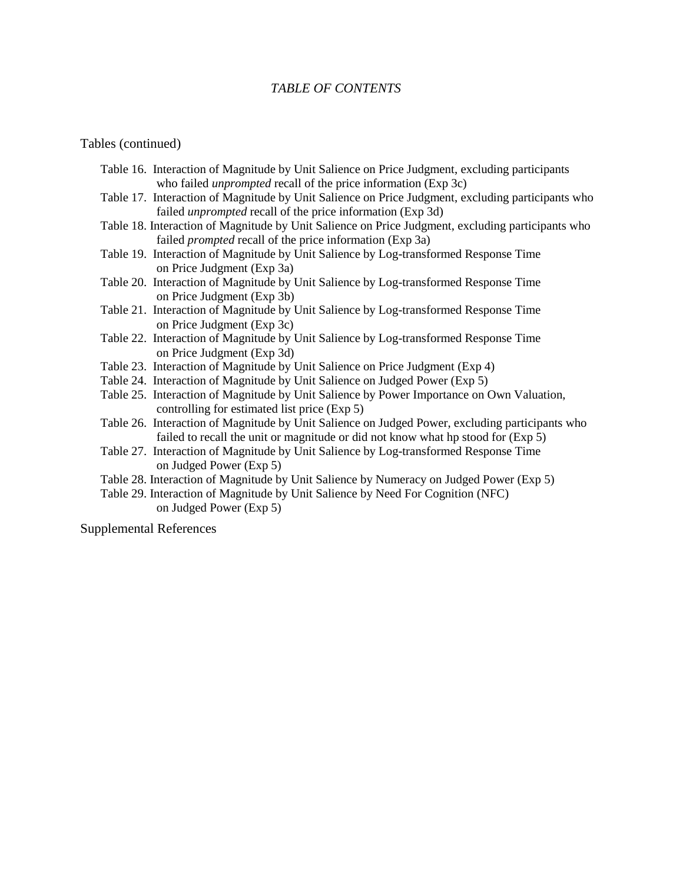## *TABLE OF CONTENTS*

Tables (continued)

- Table 16. Interaction of Magnitude by Unit Salience on Price Judgment, excluding participants who failed *unprompted* recall of the price information (Exp 3c)
- Table 17. Interaction of Magnitude by Unit Salience on Price Judgment, excluding participants who failed *unprompted* recall of the price information (Exp 3d)
- Table 18. Interaction of Magnitude by Unit Salience on Price Judgment, excluding participants who failed *prompted* recall of the price information (Exp 3a)
- Table 19. Interaction of Magnitude by Unit Salience by Log-transformed Response Time on Price Judgment (Exp 3a)
- Table 20. Interaction of Magnitude by Unit Salience by Log-transformed Response Time on Price Judgment (Exp 3b)
- Table 21. Interaction of Magnitude by Unit Salience by Log-transformed Response Time on Price Judgment (Exp 3c)
- Table 22. Interaction of Magnitude by Unit Salience by Log-transformed Response Time on Price Judgment (Exp 3d)
- Table 23. Interaction of Magnitude by Unit Salience on Price Judgment (Exp 4)
- Table 24. Interaction of Magnitude by Unit Salience on Judged Power (Exp 5)
- Table 25. Interaction of Magnitude by Unit Salience by Power Importance on Own Valuation, controlling for estimated list price (Exp 5)
- Table 26. Interaction of Magnitude by Unit Salience on Judged Power, excluding participants who failed to recall the unit or magnitude or did not know what hp stood for (Exp 5)
- Table 27. Interaction of Magnitude by Unit Salience by Log-transformed Response Time on Judged Power (Exp 5)
- Table 28. Interaction of Magnitude by Unit Salience by Numeracy on Judged Power (Exp 5)
- Table 29. Interaction of Magnitude by Unit Salience by Need For Cognition (NFC) on Judged Power (Exp 5)

Supplemental References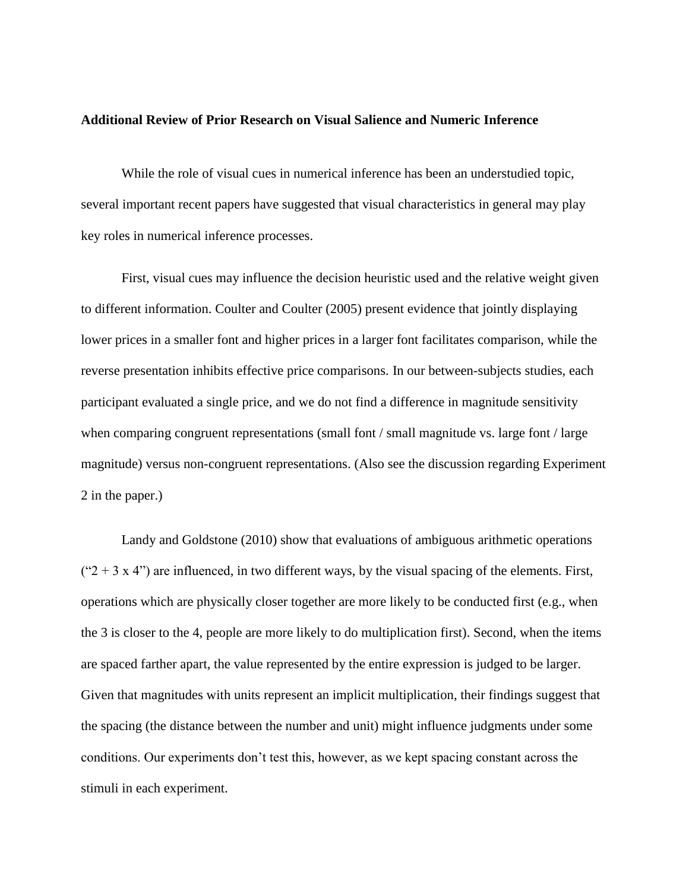**Additional Review of Prior Research on Visual Salience and Numeric Inference**

While the role of visual cues in numerical inference has been an understudied topic, several important recent papers have suggested that visual characteristics in general may play key roles in numerical inference processes.

First, visual cues may influence the decision heuristic used and the relative weight given to different information. Coulter and Coulter (2005) present evidence that jointly displaying lower prices in a smaller font and higher prices in a larger font facilitates comparison, while the reverse presentation inhibits effective price comparisons. In our between-subjects studies, each participant evaluated a single price, and we do not find a difference in magnitude sensitivity when comparing congruent representations (small font / small magnitude vs. large font / large magnitude) versus non-congruent representations. (Also see the discussion regarding Experiment 2 in the paper.)

Landy and Goldstone (2010) show that evaluations of ambiguous arithmetic operations ("2 + 3 x 4") are influenced, in two different ways, by the visual spacing of the elements. First, operations which are physically closer together are more likely to be conducted first (e.g., when the 3 is closer to the 4, people are more likely to do multiplication first). Second, when the items are spaced farther apart, the value represented by the entire expression is judged to be larger. Given that magnitudes with units represent an implicit multiplication, their findings suggest that the spacing (the distance between the number and unit) might influence judgments under some conditions. Our experiments don't test this, however, as we kept spacing constant across the stimuli in each experiment.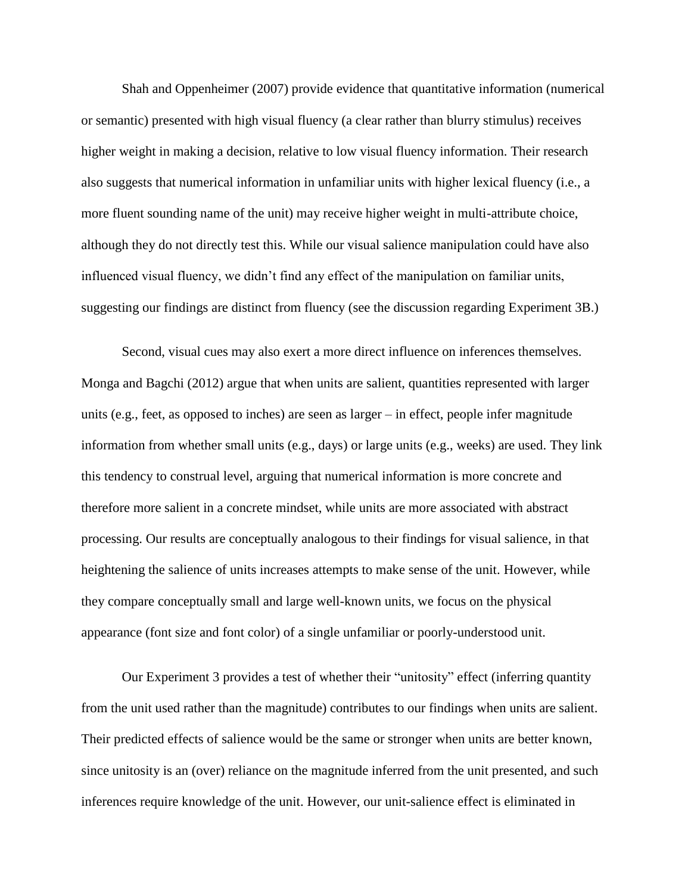Shah and Oppenheimer (2007) provide evidence that quantitative information (numerical or semantic) presented with high visual fluency (a clear rather than blurry stimulus) receives higher weight in making a decision, relative to low visual fluency information. Their research also suggests that numerical information in unfamiliar units with higher lexical fluency (i.e., a more fluent sounding name of the unit) may receive higher weight in multi-attribute choice, although they do not directly test this. While our visual salience manipulation could have also influenced visual fluency, we didn't find any effect of the manipulation on familiar units, suggesting our findings are distinct from fluency (see the discussion regarding Experiment 3B.)

Second, visual cues may also exert a more direct influence on inferences themselves. Monga and Bagchi (2012) argue that when units are salient, quantities represented with larger units (e.g., feet, as opposed to inches) are seen as larger – in effect, people infer magnitude information from whether small units (e.g., days) or large units (e.g., weeks) are used. They link this tendency to construal level, arguing that numerical information is more concrete and therefore more salient in a concrete mindset, while units are more associated with abstract processing. Our results are conceptually analogous to their findings for visual salience, in that heightening the salience of units increases attempts to make sense of the unit. However, while they compare conceptually small and large well-known units, we focus on the physical appearance (font size and font color) of a single unfamiliar or poorly-understood unit.

Our Experiment 3 provides a test of whether their "unitosity" effect (inferring quantity from the unit used rather than the magnitude) contributes to our findings when units are salient. Their predicted effects of salience would be the same or stronger when units are better known, since unitosity is an (over) reliance on the magnitude inferred from the unit presented, and such inferences require knowledge of the unit. However, our unit-salience effect is eliminated in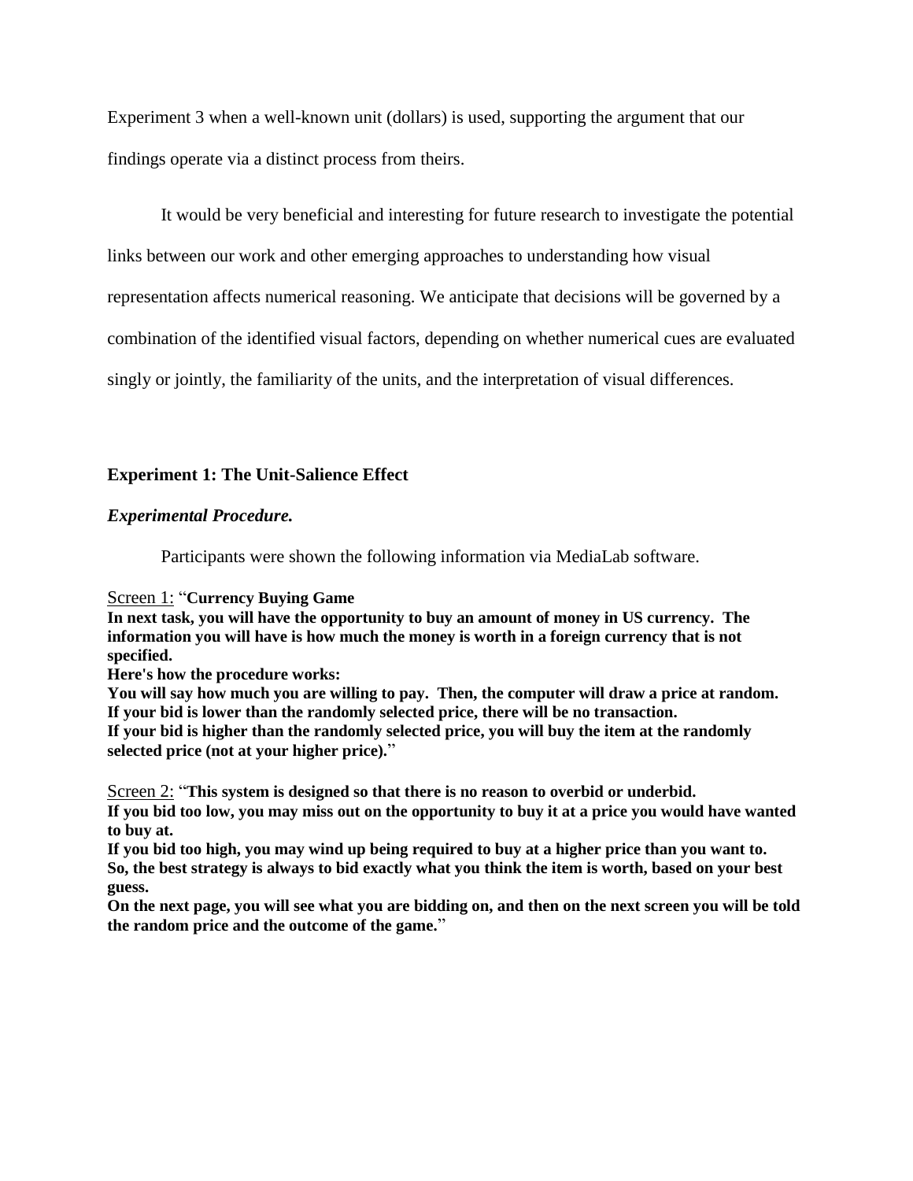Experiment 3 when a well-known unit (dollars) is used, supporting the argument that our findings operate via a distinct process from theirs.

It would be very beneficial and interesting for future research to investigate the potential links between our work and other emerging approaches to understanding how visual representation affects numerical reasoning. We anticipate that decisions will be governed by a combination of the identified visual factors, depending on whether numerical cues are evaluated singly or jointly, the familiarity of the units, and the interpretation of visual differences.

### Experiment 1: The Unit-Salience Effect

#### *Experimental Procedure.*

Participants were shown the following information via MediaLab software.

Screen 1: "**Currency Buying Game**
**In next task, you will have the opportunity to buy an amount of money in US currency. The information you will have is how much the money is worth in a foreign currency that is not specified.**
**Here's how the procedure works:**
**You will say how much you are willing to pay. Then, the computer will draw a price at random.**
**If your bid is lower than the randomly selected price, there will be no transaction.**
**If your bid is higher than the randomly selected price, you will buy the item at the randomly selected price (not at your higher price).**"

Screen 2: "**This system is designed so that there is no reason to overbid or underbid.**
**If you bid too low, you may miss out on the opportunity to buy it at a price you would have wanted to buy at.**
**If you bid too high, you may wind up being required to buy at a higher price than you want to.**
**So, the best strategy is always to bid exactly what you think the item is worth, based on your best guess.**
**On the next page, you will see what you are bidding on, and then on the next screen you will be told the random price and the outcome of the game.**"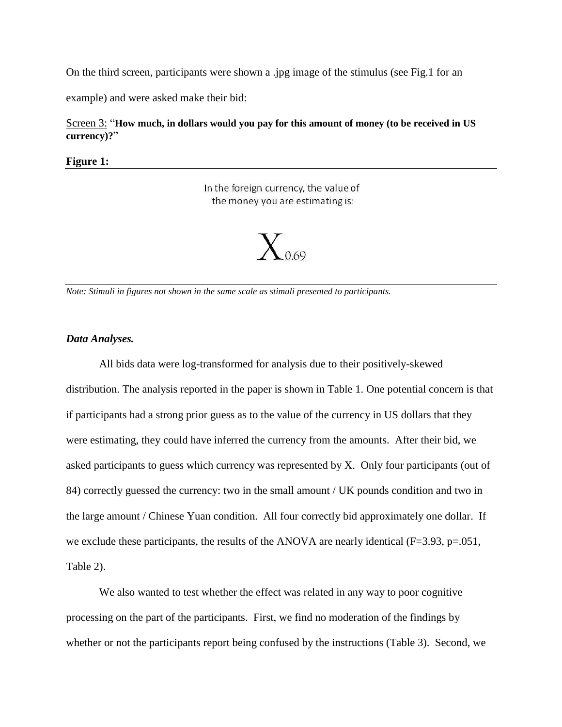On the third screen, participants were shown a .jpg image of the stimulus (see Fig.1 for an example) and were asked make their bid:

Screen 3: "**How much, in dollars would you pay for this amount of money (to be received in US currency)?**"

**Figure 1:**

In the foreign currency, the value of the money you are estimating is:

$X_{0.69}$

*Note: Stimuli in figures not shown in the same scale as stimuli presented to participants.*

***Data Analyses.***

All bids data were log-transformed for analysis due to their positively-skewed distribution. The analysis reported in the paper is shown in Table 1. One potential concern is that if participants had a strong prior guess as to the value of the currency in US dollars that they were estimating, they could have inferred the currency from the amounts. After their bid, we asked participants to guess which currency was represented by X. Only four participants (out of 84) correctly guessed the currency: two in the small amount / UK pounds condition and two in the large amount / Chinese Yuan condition. All four correctly bid approximately one dollar. If we exclude these participants, the results of the ANOVA are nearly identical ($F=3.93$, $p=.051$, Table 2).

We also wanted to test whether the effect was related in any way to poor cognitive processing on the part of the participants. First, we find no moderation of the findings by whether or not the participants report being confused by the instructions (Table 3). Second, we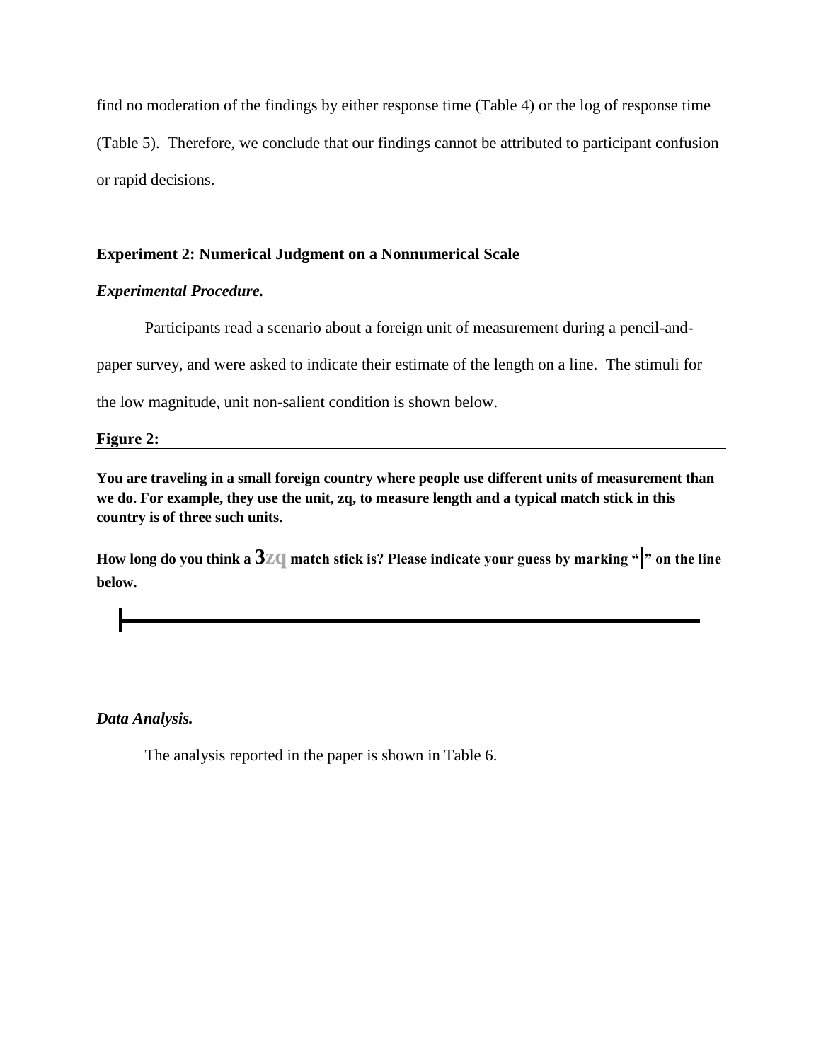find no moderation of the findings by either response time (Table 4) or the log of response time (Table 5). Therefore, we conclude that our findings cannot be attributed to participant confusion or rapid decisions.

**Experiment 2: Numerical Judgment on a Nonnumerical Scale**

***Experimental Procedure.***

Participants read a scenario about a foreign unit of measurement during a pencil-and-paper survey, and were asked to indicate their estimate of the length on a line. The stimuli for the low magnitude, unit non-salient condition is shown below.

**Figure 2:**

**You are traveling in a small foreign country where people use different units of measurement than we do. For example, they use the unit, zq, to measure length and a typical match stick in this country is of three such units.**

**How long do you think a 3zq match stick is? Please indicate your guess by marking "|" on the line below.**

***Data Analysis.***

The analysis reported in the paper is shown in Table 6.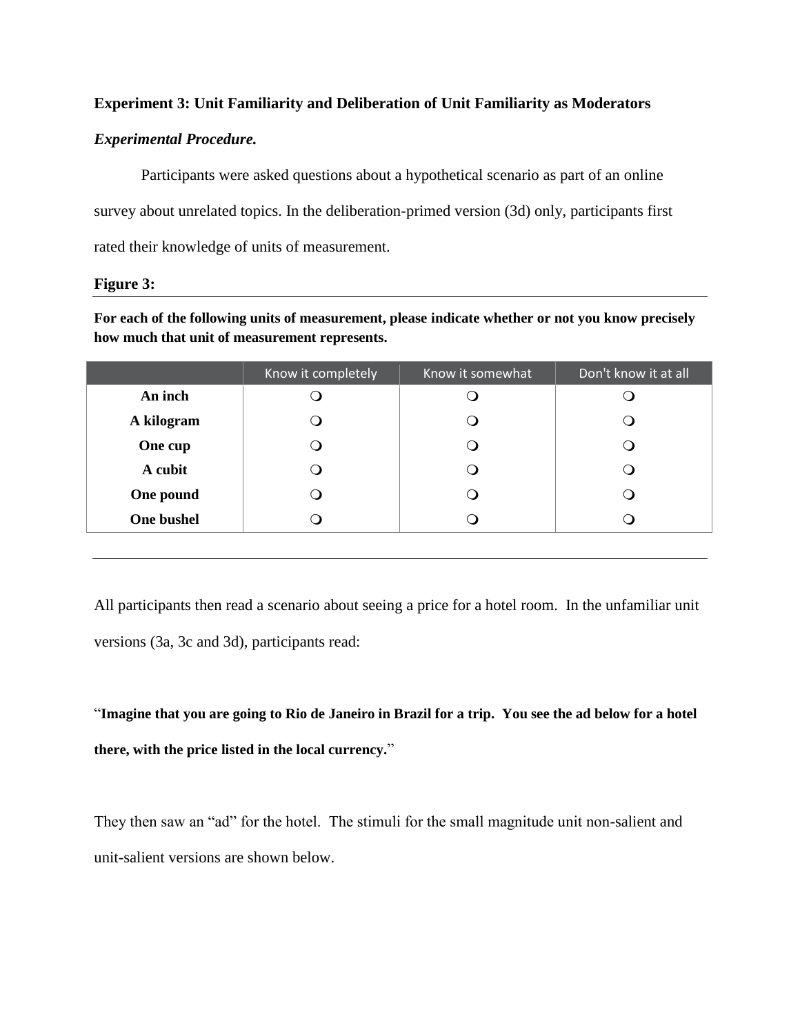**Experiment 3: Unit Familiarity and Deliberation of Unit Familiarity as Moderators**

***Experimental Procedure.***

Participants were asked questions about a hypothetical scenario as part of an online survey about unrelated topics. In the deliberation-primed version (3d) only, participants first rated their knowledge of units of measurement.

**Figure 3:**

**For each of the following units of measurement, please indicate whether or not you know precisely how much that unit of measurement represents.**

| | Know it completely | Know it somewhat | Don't know it at all |
|---|---|---|---|
| **An inch** | ❍ | ❍ | ❍ |
| **A kilogram** | ❍ | ❍ | ❍ |
| **One cup** | ❍ | ❍ | ❍ |
| **A cubit** | ❍ | ❍ | ❍ |
| **One pound** | ❍ | ❍ | ❍ |
| **One bushel** | ❍ | ❍ | ❍ |

All participants then read a scenario about seeing a price for a hotel room. In the unfamiliar unit versions (3a, 3c and 3d), participants read:

"**Imagine that you are going to Rio de Janeiro in Brazil for a trip. You see the ad below for a hotel there, with the price listed in the local currency.**"

They then saw an "ad" for the hotel. The stimuli for the small magnitude unit non-salient and unit-salient versions are shown below.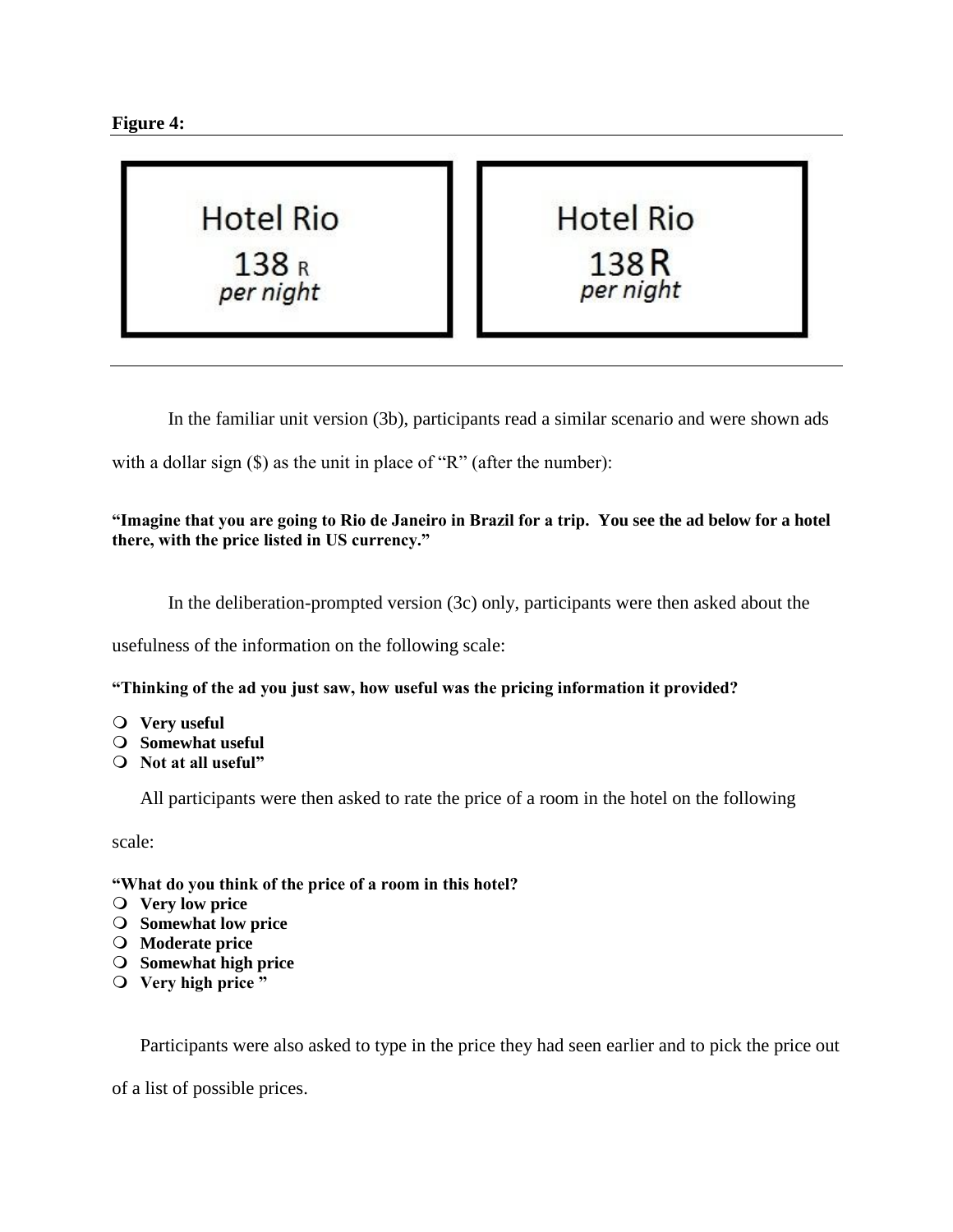**Figure 4:**

Hotel Rio
138 R
*per night*

Hotel Rio
138 R
*per night*

In the familiar unit version (3b), participants read a similar scenario and were shown ads with a dollar sign ($) as the unit in place of "R" (after the number):

**"Imagine that you are going to Rio de Janeiro in Brazil for a trip. You see the ad below for a hotel there, with the price listed in US currency."**

In the deliberation-prompted version (3c) only, participants were then asked about the usefulness of the information on the following scale:

**"Thinking of the ad you just saw, how useful was the pricing information it provided?**

- **Very useful**
- **Somewhat useful**
- **Not at all useful"**

All participants were then asked to rate the price of a room in the hotel on the following scale:

**"What do you think of the price of a room in this hotel?**

- **Very low price**
- **Somewhat low price**
- **Moderate price**
- **Somewhat high price**
- **Very high price "**

Participants were also asked to type in the price they had seen earlier and to pick the price out of a list of possible prices.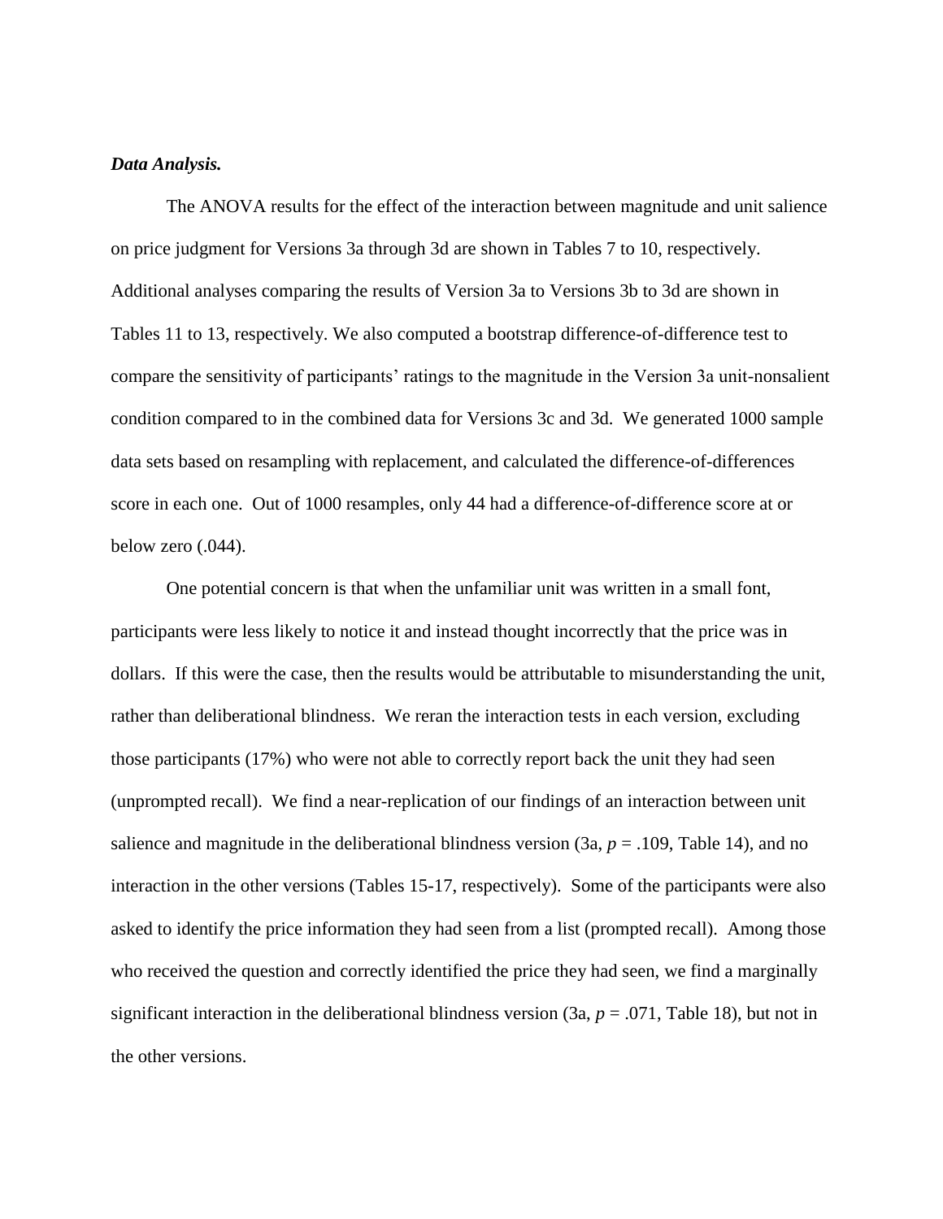***Data Analysis.***

The ANOVA results for the effect of the interaction between magnitude and unit salience on price judgment for Versions 3a through 3d are shown in Tables 7 to 10, respectively. Additional analyses comparing the results of Version 3a to Versions 3b to 3d are shown in Tables 11 to 13, respectively. We also computed a bootstrap difference-of-difference test to compare the sensitivity of participants' ratings to the magnitude in the Version 3a unit-nonsalient condition compared to in the combined data for Versions 3c and 3d. We generated 1000 sample data sets based on resampling with replacement, and calculated the difference-of-differences score in each one. Out of 1000 resamples, only 44 had a difference-of-difference score at or below zero (.044).

One potential concern is that when the unfamiliar unit was written in a small font, participants were less likely to notice it and instead thought incorrectly that the price was in dollars. If this were the case, then the results would be attributable to misunderstanding the unit, rather than deliberational blindness. We reran the interaction tests in each version, excluding those participants (17%) who were not able to correctly report back the unit they had seen (unprompted recall). We find a near-replication of our findings of an interaction between unit salience and magnitude in the deliberational blindness version (3a, $p = .109$, Table 14), and no interaction in the other versions (Tables 15-17, respectively). Some of the participants were also asked to identify the price information they had seen from a list (prompted recall). Among those who received the question and correctly identified the price they had seen, we find a marginally significant interaction in the deliberational blindness version (3a, $p = .071$, Table 18), but not in the other versions.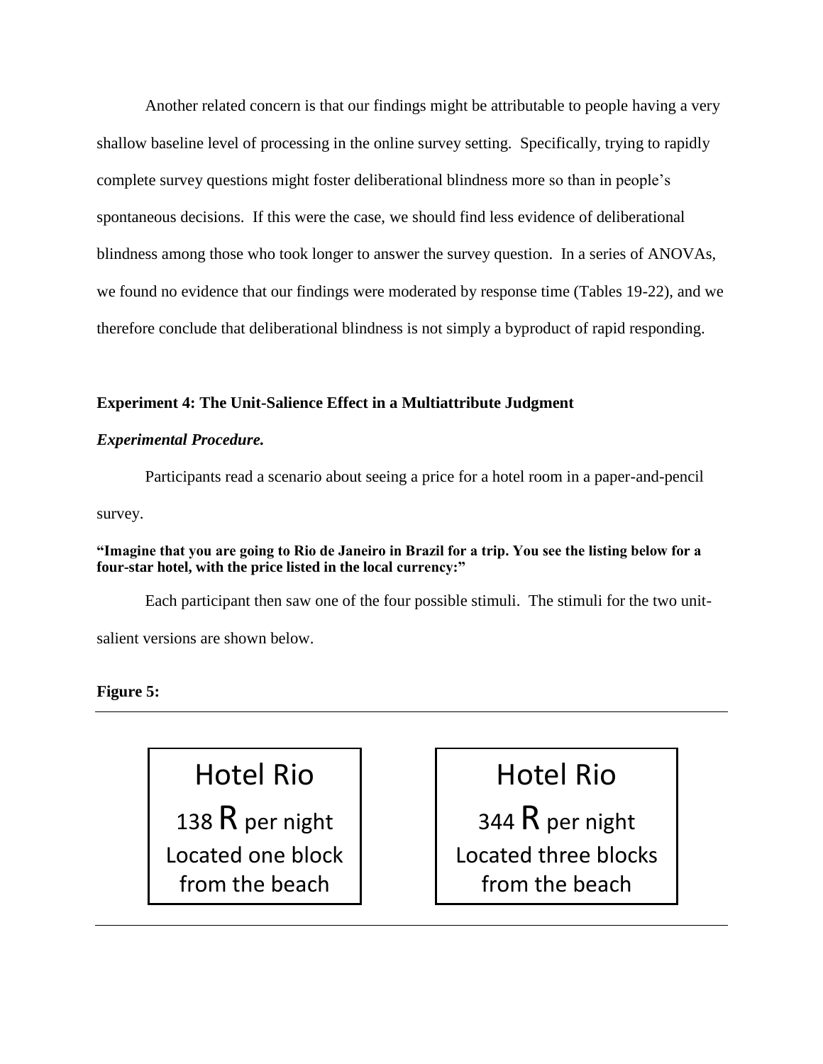Another related concern is that our findings might be attributable to people having a very shallow baseline level of processing in the online survey setting. Specifically, trying to rapidly complete survey questions might foster deliberational blindness more so than in people's spontaneous decisions. If this were the case, we should find less evidence of deliberational blindness among those who took longer to answer the survey question. In a series of ANOVAs, we found no evidence that our findings were moderated by response time (Tables 19-22), and we therefore conclude that deliberational blindness is not simply a byproduct of rapid responding.

### Experiment 4: The Unit-Salience Effect in a Multiattribute Judgment

#### *Experimental Procedure.*

Participants read a scenario about seeing a price for a hotel room in a paper-and-pencil survey.

**"Imagine that you are going to Rio de Janeiro in Brazil for a trip. You see the listing below for a four-star hotel, with the price listed in the local currency:"**

Each participant then saw one of the four possible stimuli. The stimuli for the two unit-salient versions are shown below.

**Figure 5:**

| Hotel Rio | Hotel Rio |
| --- | --- |
| 138 **R** per night | 344 **R** per night |
| Located one block from the beach | Located three blocks from the beach |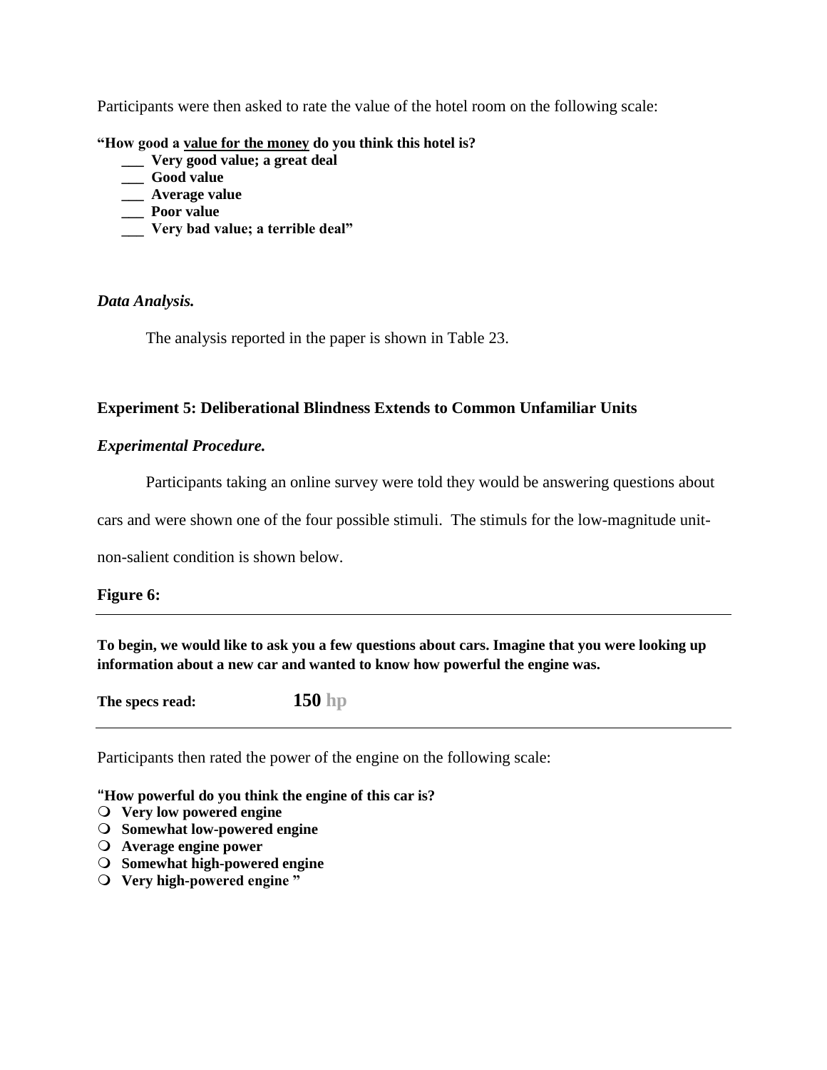Participants were then asked to rate the value of the hotel room on the following scale:

**"How good a <u>value for the money</u> do you think this hotel is?**

- **___ Very good value; a great deal**
- **___ Good value**
- **___ Average value**
- **___ Poor value**
- **___ Very bad value; a terrible deal"**

### *Data Analysis.*

The analysis reported in the paper is shown in Table 23.

## Experiment 5: Deliberational Blindness Extends to Common Unfamiliar Units

### *Experimental Procedure.*

Participants taking an online survey were told they would be answering questions about cars and were shown one of the four possible stimuli. The stimuls for the low-magnitude unit-non-salient condition is shown below.

**Figure 6:**

---

**To begin, we would like to ask you a few questions about cars. Imagine that you were looking up information about a new car and wanted to know how powerful the engine was.**

**The specs read:** **150 hp**

---

Participants then rated the power of the engine on the following scale:

**"How powerful do you think the engine of this car is?**

- **Very low powered engine**
- **Somewhat low-powered engine**
- **Average engine power**
- **Somewhat high-powered engine**
- **Very high-powered engine "**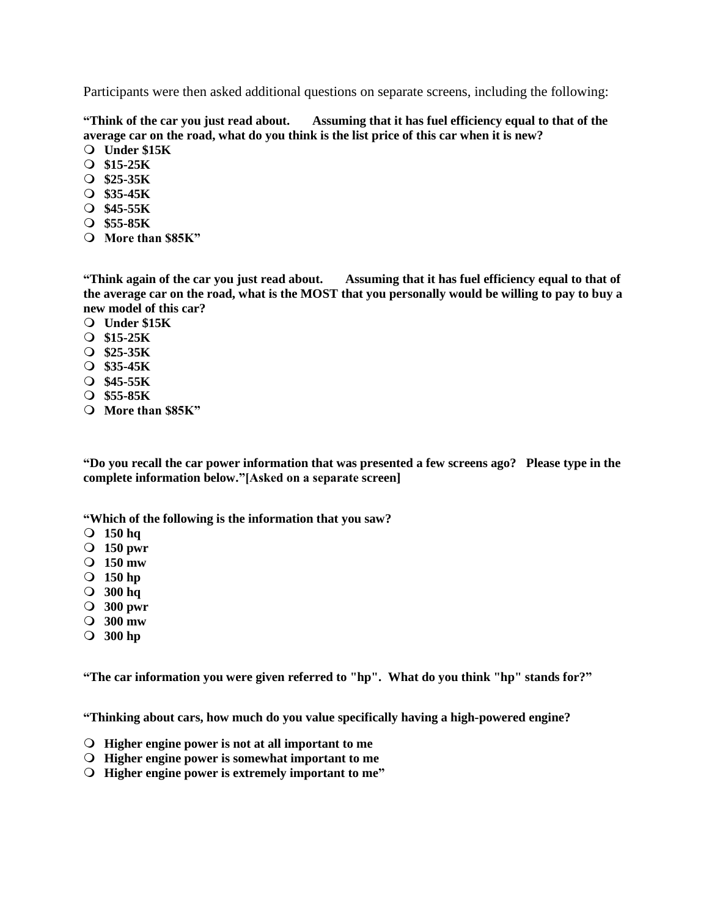Participants were then asked additional questions on separate screens, including the following:

**“Think of the car you just read about. Assuming that it has fuel efficiency equal to that of the average car on the road, what do you think is the list price of this car when it is new?**

- **Under $15K**
- **$15-25K**
- **$25-35K**
- **$35-45K**
- **$45-55K**
- **$55-85K**
- **More than $85K”**

**“Think again of the car you just read about. Assuming that it has fuel efficiency equal to that of the average car on the road, what is the MOST that you personally would be willing to pay to buy a new model of this car?**

- **Under $15K**
- **$15-25K**
- **$25-35K**
- **$35-45K**
- **$45-55K**
- **$55-85K**
- **More than $85K”**

**“Do you recall the car power information that was presented a few screens ago? Please type in the complete information below.”[Asked on a separate screen]**

**“Which of the following is the information that you saw?**

- **150 hq**
- **150 pwr**
- **150 mw**
- **150 hp**
- **300 hq**
- **300 pwr**
- **300 mw**
- **300 hp**

**“The car information you were given referred to "hp". What do you think "hp" stands for?”**

**“Thinking about cars, how much do you value specifically having a high-powered engine?**

- **Higher engine power is not at all important to me**
- **Higher engine power is somewhat important to me**
- **Higher engine power is extremely important to me”**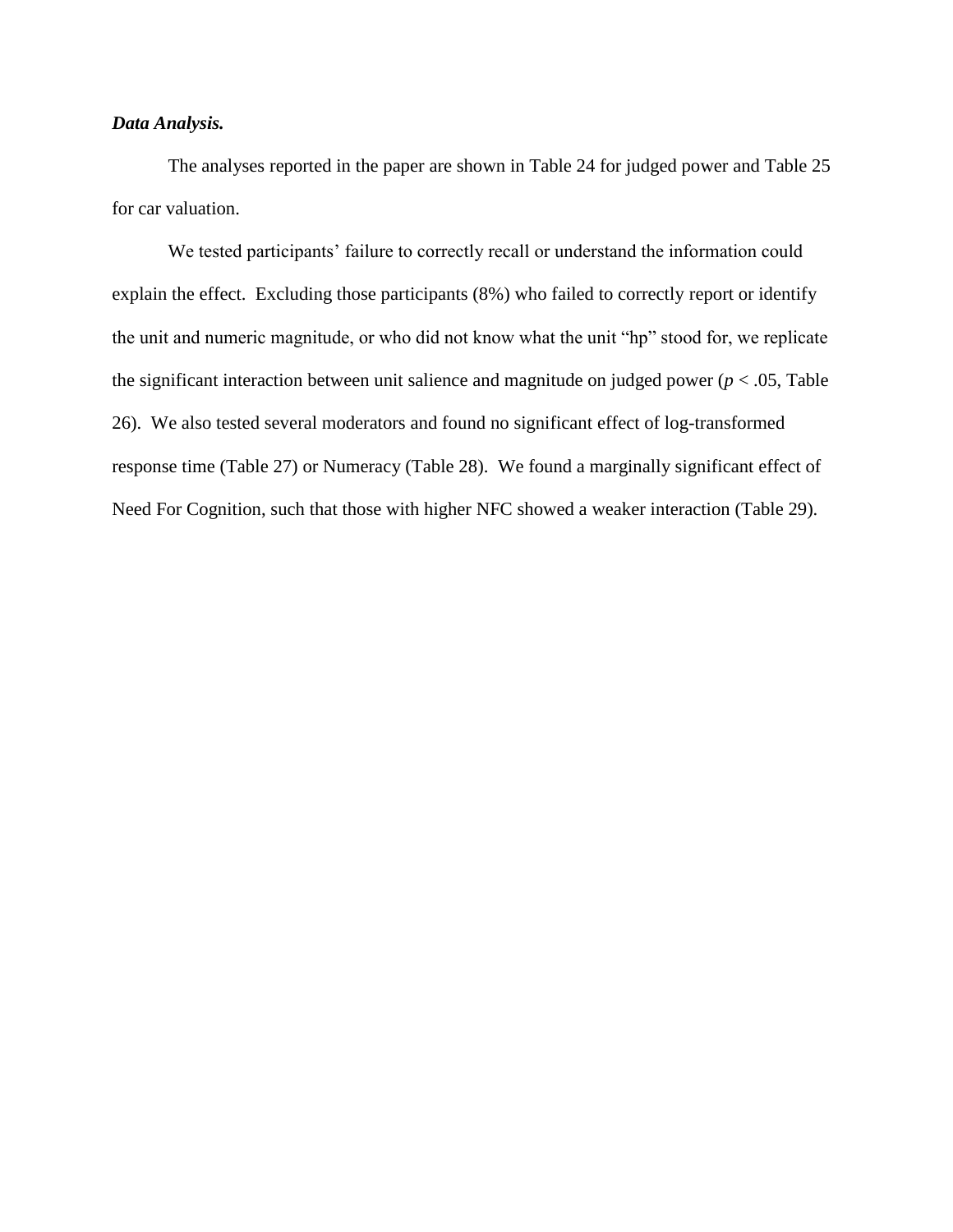***Data Analysis.***

The analyses reported in the paper are shown in Table 24 for judged power and Table 25 for car valuation.

We tested participants' failure to correctly recall or understand the information could explain the effect. Excluding those participants (8%) who failed to correctly report or identify the unit and numeric magnitude, or who did not know what the unit "hp" stood for, we replicate the significant interaction between unit salience and magnitude on judged power ($p < .05$, Table 26). We also tested several moderators and found no significant effect of log-transformed response time (Table 27) or Numeracy (Table 28). We found a marginally significant effect of Need For Cognition, such that those with higher NFC showed a weaker interaction (Table 29).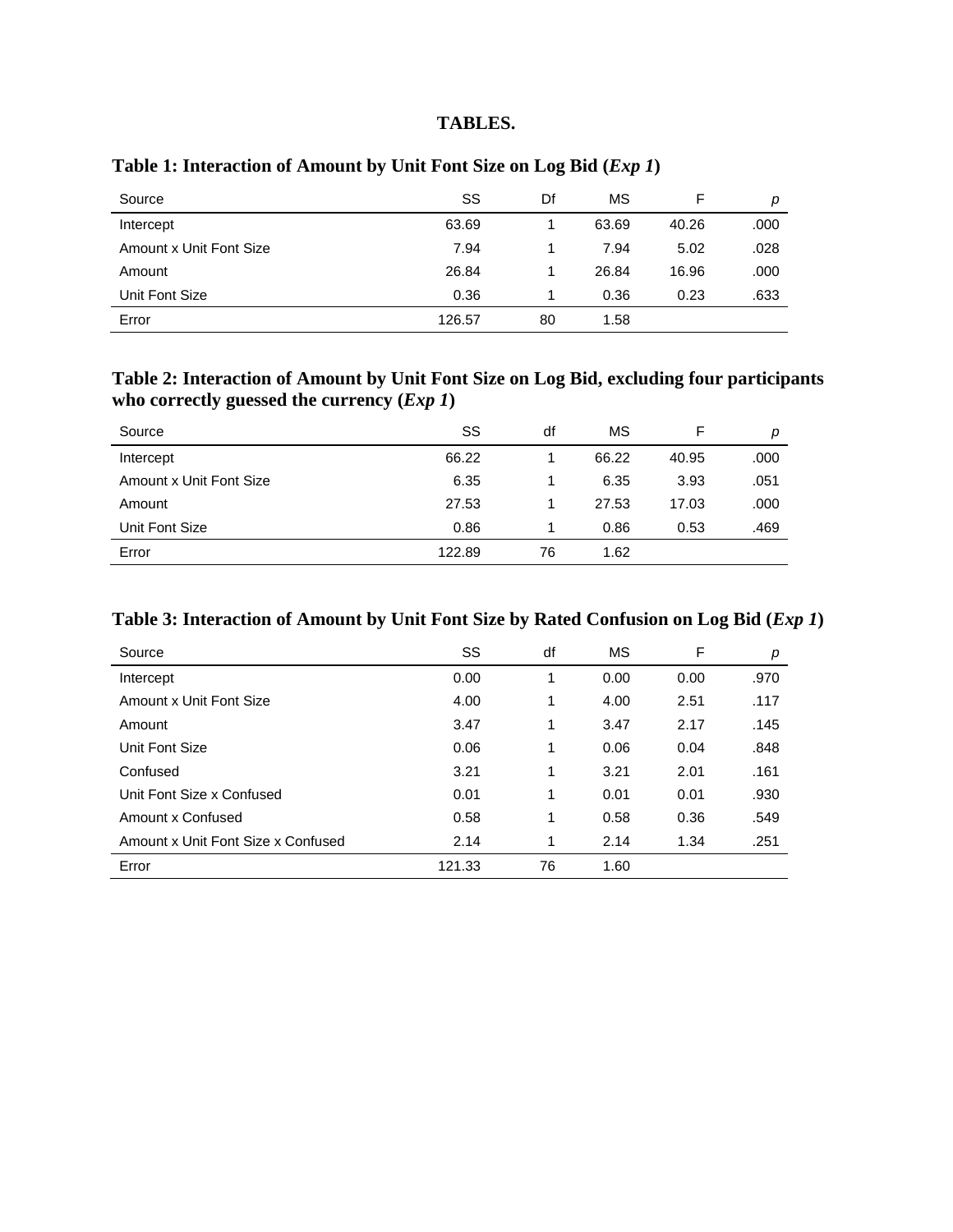# TABLES.

**Table 1: Interaction of Amount by Unit Font Size on Log Bid (*Exp 1*)**

| Source | SS | Df | MS | F | *p* |
|---|---|---|---|---|---|
| Intercept | 63.69 | 1 | 63.69 | 40.26 | .000 |
| Amount x Unit Font Size | 7.94 | 1 | 7.94 | 5.02 | .028 |
| Amount | 26.84 | 1 | 26.84 | 16.96 | .000 |
| Unit Font Size | 0.36 | 1 | 0.36 | 0.23 | .633 |
| Error | 126.57 | 80 | 1.58 | | |

**Table 2: Interaction of Amount by Unit Font Size on Log Bid, excluding four participants who correctly guessed the currency (*Exp 1*)**

| Source | SS | df | MS | F | *p* |
|---|---|---|---|---|---|
| Intercept | 66.22 | 1 | 66.22 | 40.95 | .000 |
| Amount x Unit Font Size | 6.35 | 1 | 6.35 | 3.93 | .051 |
| Amount | 27.53 | 1 | 27.53 | 17.03 | .000 |
| Unit Font Size | 0.86 | 1 | 0.86 | 0.53 | .469 |
| Error | 122.89 | 76 | 1.62 | | |

**Table 3: Interaction of Amount by Unit Font Size by Rated Confusion on Log Bid (*Exp 1*)**

| Source | SS | df | MS | F | *p* |
|---|---|---|---|---|---|
| Intercept | 0.00 | 1 | 0.00 | 0.00 | .970 |
| Amount x Unit Font Size | 4.00 | 1 | 4.00 | 2.51 | .117 |
| Amount | 3.47 | 1 | 3.47 | 2.17 | .145 |
| Unit Font Size | 0.06 | 1 | 0.06 | 0.04 | .848 |
| Confused | 3.21 | 1 | 3.21 | 2.01 | .161 |
| Unit Font Size x Confused | 0.01 | 1 | 0.01 | 0.01 | .930 |
| Amount x Confused | 0.58 | 1 | 0.58 | 0.36 | .549 |
| Amount x Unit Font Size x Confused | 2.14 | 1 | 2.14 | 1.34 | .251 |
| Error | 121.33 | 76 | 1.60 | | |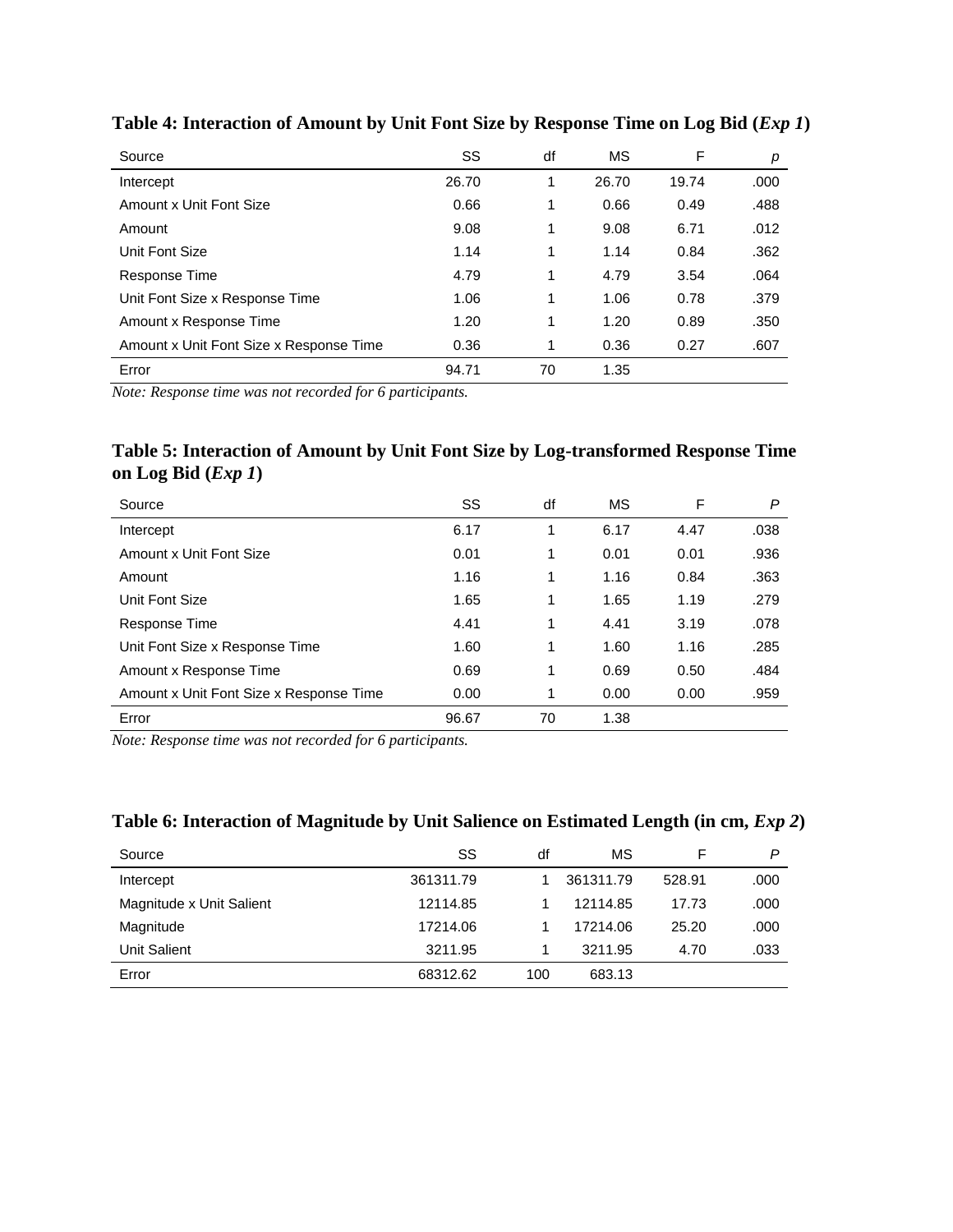**Table 4: Interaction of Amount by Unit Font Size by Response Time on Log Bid (*Exp 1*)**

| Source | SS | df | MS | F | *p* |
|---|---|---|---|---|---|
| Intercept | 26.70 | 1 | 26.70 | 19.74 | .000 |
| Amount x Unit Font Size | 0.66 | 1 | 0.66 | 0.49 | .488 |
| Amount | 9.08 | 1 | 9.08 | 6.71 | .012 |
| Unit Font Size | 1.14 | 1 | 1.14 | 0.84 | .362 |
| Response Time | 4.79 | 1 | 4.79 | 3.54 | .064 |
| Unit Font Size x Response Time | 1.06 | 1 | 1.06 | 0.78 | .379 |
| Amount x Response Time | 1.20 | 1 | 1.20 | 0.89 | .350 |
| Amount x Unit Font Size x Response Time | 0.36 | 1 | 0.36 | 0.27 | .607 |
| Error | 94.71 | 70 | 1.35 | | |

*Note: Response time was not recorded for 6 participants.*

**Table 5: Interaction of Amount by Unit Font Size by Log-transformed Response Time on Log Bid (*Exp 1*)**

| Source | SS | df | MS | F | *P* |
|---|---|---|---|---|---|
| Intercept | 6.17 | 1 | 6.17 | 4.47 | .038 |
| Amount x Unit Font Size | 0.01 | 1 | 0.01 | 0.01 | .936 |
| Amount | 1.16 | 1 | 1.16 | 0.84 | .363 |
| Unit Font Size | 1.65 | 1 | 1.65 | 1.19 | .279 |
| Response Time | 4.41 | 1 | 4.41 | 3.19 | .078 |
| Unit Font Size x Response Time | 1.60 | 1 | 1.60 | 1.16 | .285 |
| Amount x Response Time | 0.69 | 1 | 0.69 | 0.50 | .484 |
| Amount x Unit Font Size x Response Time | 0.00 | 1 | 0.00 | 0.00 | .959 |
| Error | 96.67 | 70 | 1.38 | | |

*Note: Response time was not recorded for 6 participants.*

**Table 6: Interaction of Magnitude by Unit Salience on Estimated Length (in cm, *Exp 2*)**

| Source | SS | df | MS | F | *P* |
|---|---|---|---|---|---|
| Intercept | 361311.79 | 1 | 361311.79 | 528.91 | .000 |
| Magnitude x Unit Salient | 12114.85 | 1 | 12114.85 | 17.73 | .000 |
| Magnitude | 17214.06 | 1 | 17214.06 | 25.20 | .000 |
| Unit Salient | 3211.95 | 1 | 3211.95 | 4.70 | .033 |
| Error | 68312.62 | 100 | 683.13 | | |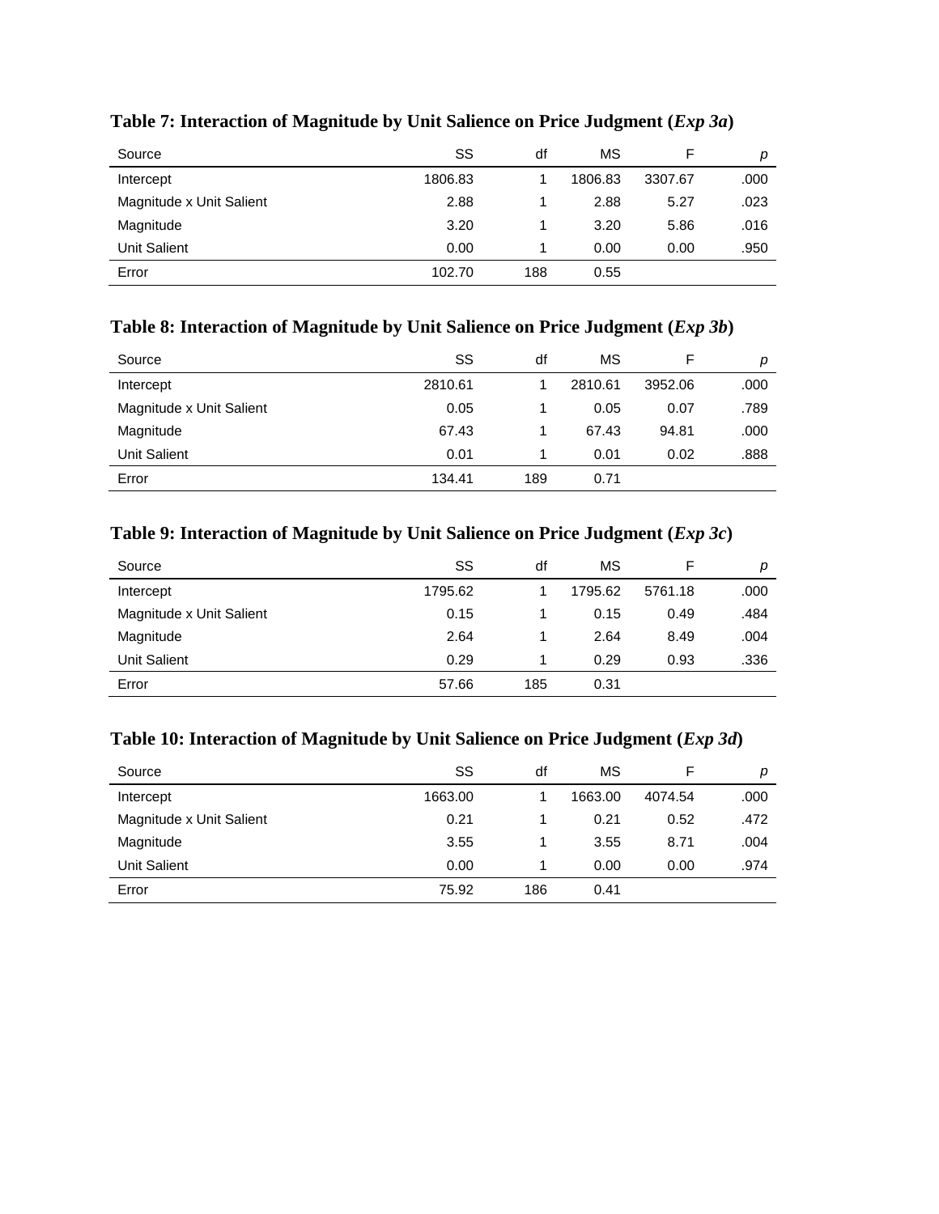**Table 7: Interaction of Magnitude by Unit Salience on Price Judgment (*Exp 3a*)**

| Source | SS | df | MS | F | *p* |
|---|---|---|---|---|---|
| Intercept | 1806.83 | 1 | 1806.83 | 3307.67 | .000 |
| Magnitude x Unit Salient | 2.88 | 1 | 2.88 | 5.27 | .023 |
| Magnitude | 3.20 | 1 | 3.20 | 5.86 | .016 |
| Unit Salient | 0.00 | 1 | 0.00 | 0.00 | .950 |
| Error | 102.70 | 188 | 0.55 | | |

**Table 8: Interaction of Magnitude by Unit Salience on Price Judgment (*Exp 3b*)**

| Source | SS | df | MS | F | *p* |
|---|---|---|---|---|---|
| Intercept | 2810.61 | 1 | 2810.61 | 3952.06 | .000 |
| Magnitude x Unit Salient | 0.05 | 1 | 0.05 | 0.07 | .789 |
| Magnitude | 67.43 | 1 | 67.43 | 94.81 | .000 |
| Unit Salient | 0.01 | 1 | 0.01 | 0.02 | .888 |
| Error | 134.41 | 189 | 0.71 | | |

**Table 9: Interaction of Magnitude by Unit Salience on Price Judgment (*Exp 3c*)**

| Source | SS | df | MS | F | *p* |
|---|---|---|---|---|---|
| Intercept | 1795.62 | 1 | 1795.62 | 5761.18 | .000 |
| Magnitude x Unit Salient | 0.15 | 1 | 0.15 | 0.49 | .484 |
| Magnitude | 2.64 | 1 | 2.64 | 8.49 | .004 |
| Unit Salient | 0.29 | 1 | 0.29 | 0.93 | .336 |
| Error | 57.66 | 185 | 0.31 | | |

**Table 10: Interaction of Magnitude by Unit Salience on Price Judgment (*Exp 3d*)**

| Source | SS | df | MS | F | *p* |
|---|---|---|---|---|---|
| Intercept | 1663.00 | 1 | 1663.00 | 4074.54 | .000 |
| Magnitude x Unit Salient | 0.21 | 1 | 0.21 | 0.52 | .472 |
| Magnitude | 3.55 | 1 | 3.55 | 8.71 | .004 |
| Unit Salient | 0.00 | 1 | 0.00 | 0.00 | .974 |
| Error | 75.92 | 186 | 0.41 | | |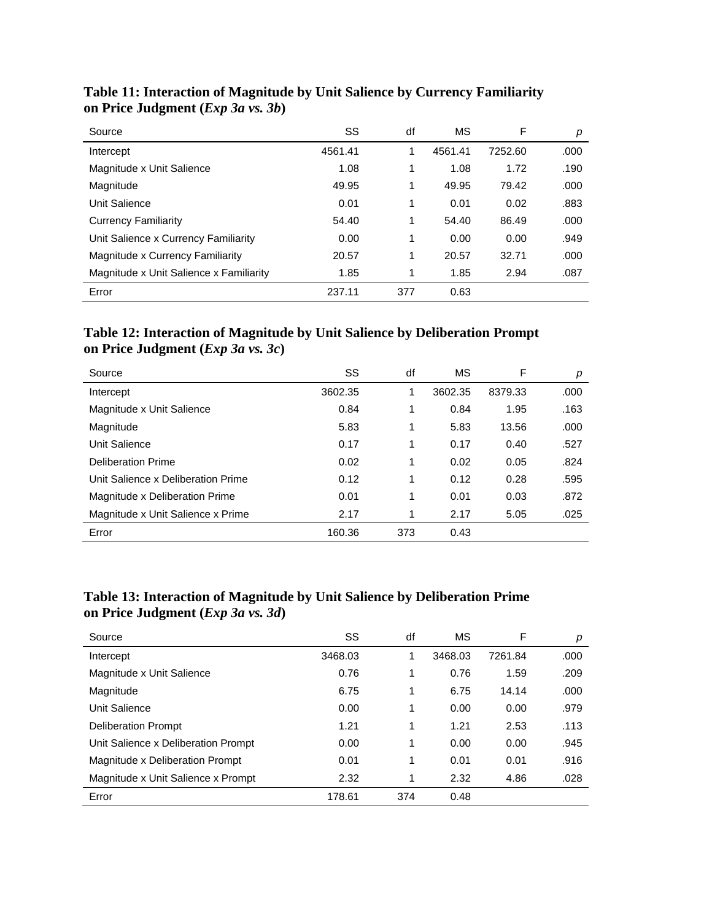**Table 11: Interaction of Magnitude by Unit Salience by Currency Familiarity on Price Judgment (*Exp 3a vs. 3b*)**

| Source | SS | df | MS | F | *p* |
|---|---|---|---|---|---|
| Intercept | 4561.41 | 1 | 4561.41 | 7252.60 | .000 |
| Magnitude x Unit Salience | 1.08 | 1 | 1.08 | 1.72 | .190 |
| Magnitude | 49.95 | 1 | 49.95 | 79.42 | .000 |
| Unit Salience | 0.01 | 1 | 0.01 | 0.02 | .883 |
| Currency Familiarity | 54.40 | 1 | 54.40 | 86.49 | .000 |
| Unit Salience x Currency Familiarity | 0.00 | 1 | 0.00 | 0.00 | .949 |
| Magnitude x Currency Familiarity | 20.57 | 1 | 20.57 | 32.71 | .000 |
| Magnitude x Unit Salience x Familiarity | 1.85 | 1 | 1.85 | 2.94 | .087 |
| Error | 237.11 | 377 | 0.63 | | |

**Table 12: Interaction of Magnitude by Unit Salience by Deliberation Prompt on Price Judgment (*Exp 3a vs. 3c*)**

| Source | SS | df | MS | F | *p* |
|---|---|---|---|---|---|
| Intercept | 3602.35 | 1 | 3602.35 | 8379.33 | .000 |
| Magnitude x Unit Salience | 0.84 | 1 | 0.84 | 1.95 | .163 |
| Magnitude | 5.83 | 1 | 5.83 | 13.56 | .000 |
| Unit Salience | 0.17 | 1 | 0.17 | 0.40 | .527 |
| Deliberation Prime | 0.02 | 1 | 0.02 | 0.05 | .824 |
| Unit Salience x Deliberation Prime | 0.12 | 1 | 0.12 | 0.28 | .595 |
| Magnitude x Deliberation Prime | 0.01 | 1 | 0.01 | 0.03 | .872 |
| Magnitude x Unit Salience x Prime | 2.17 | 1 | 2.17 | 5.05 | .025 |
| Error | 160.36 | 373 | 0.43 | | |

**Table 13: Interaction of Magnitude by Unit Salience by Deliberation Prime on Price Judgment (*Exp 3a vs. 3d*)**

| Source | SS | df | MS | F | *p* |
|---|---|---|---|---|---|
| Intercept | 3468.03 | 1 | 3468.03 | 7261.84 | .000 |
| Magnitude x Unit Salience | 0.76 | 1 | 0.76 | 1.59 | .209 |
| Magnitude | 6.75 | 1 | 6.75 | 14.14 | .000 |
| Unit Salience | 0.00 | 1 | 0.00 | 0.00 | .979 |
| Deliberation Prompt | 1.21 | 1 | 1.21 | 2.53 | .113 |
| Unit Salience x Deliberation Prompt | 0.00 | 1 | 0.00 | 0.00 | .945 |
| Magnitude x Deliberation Prompt | 0.01 | 1 | 0.01 | 0.01 | .916 |
| Magnitude x Unit Salience x Prompt | 2.32 | 1 | 2.32 | 4.86 | .028 |
| Error | 178.61 | 374 | 0.48 | | |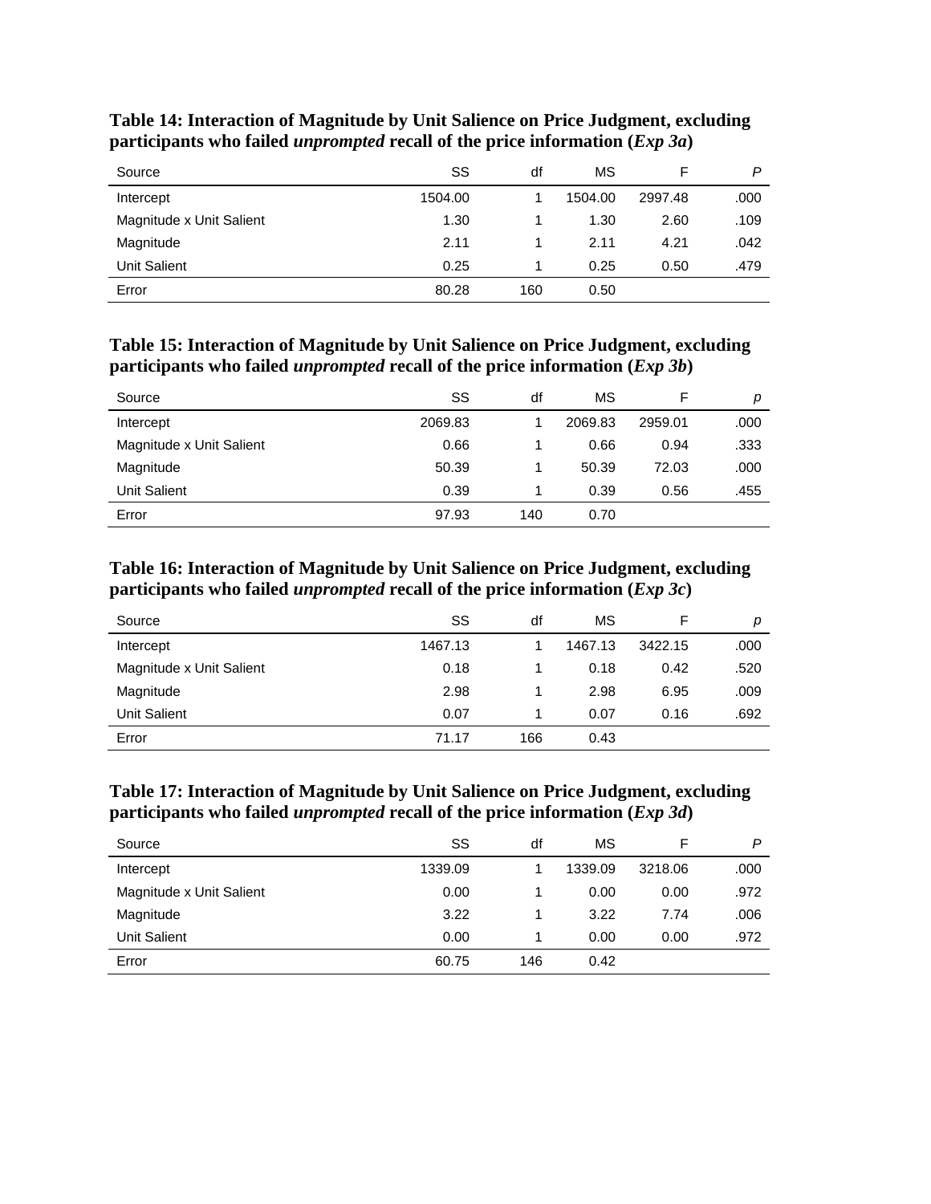**Table 14: Interaction of Magnitude by Unit Salience on Price Judgment, excluding participants who failed *unprompted* recall of the price information (*Exp 3a*)**

| Source | SS | df | MS | F | P |
|---|---|---|---|---|---|
| Intercept | 1504.00 | 1 | 1504.00 | 2997.48 | .000 |
| Magnitude x Unit Salient | 1.30 | 1 | 1.30 | 2.60 | .109 |
| Magnitude | 2.11 | 1 | 2.11 | 4.21 | .042 |
| Unit Salient | 0.25 | 1 | 0.25 | 0.50 | .479 |
| Error | 80.28 | 160 | 0.50 | | |

**Table 15: Interaction of Magnitude by Unit Salience on Price Judgment, excluding participants who failed *unprompted* recall of the price information (*Exp 3b*)**

| Source | SS | df | MS | F | p |
|---|---|---|---|---|---|
| Intercept | 2069.83 | 1 | 2069.83 | 2959.01 | .000 |
| Magnitude x Unit Salient | 0.66 | 1 | 0.66 | 0.94 | .333 |
| Magnitude | 50.39 | 1 | 50.39 | 72.03 | .000 |
| Unit Salient | 0.39 | 1 | 0.39 | 0.56 | .455 |
| Error | 97.93 | 140 | 0.70 | | |

**Table 16: Interaction of Magnitude by Unit Salience on Price Judgment, excluding participants who failed *unprompted* recall of the price information (*Exp 3c*)**

| Source | SS | df | MS | F | p |
|---|---|---|---|---|---|
| Intercept | 1467.13 | 1 | 1467.13 | 3422.15 | .000 |
| Magnitude x Unit Salient | 0.18 | 1 | 0.18 | 0.42 | .520 |
| Magnitude | 2.98 | 1 | 2.98 | 6.95 | .009 |
| Unit Salient | 0.07 | 1 | 0.07 | 0.16 | .692 |
| Error | 71.17 | 166 | 0.43 | | |

**Table 17: Interaction of Magnitude by Unit Salience on Price Judgment, excluding participants who failed *unprompted* recall of the price information (*Exp 3d*)**

| Source | SS | df | MS | F | P |
|---|---|---|---|---|---|
| Intercept | 1339.09 | 1 | 1339.09 | 3218.06 | .000 |
| Magnitude x Unit Salient | 0.00 | 1 | 0.00 | 0.00 | .972 |
| Magnitude | 3.22 | 1 | 3.22 | 7.74 | .006 |
| Unit Salient | 0.00 | 1 | 0.00 | 0.00 | .972 |
| Error | 60.75 | 146 | 0.42 | | |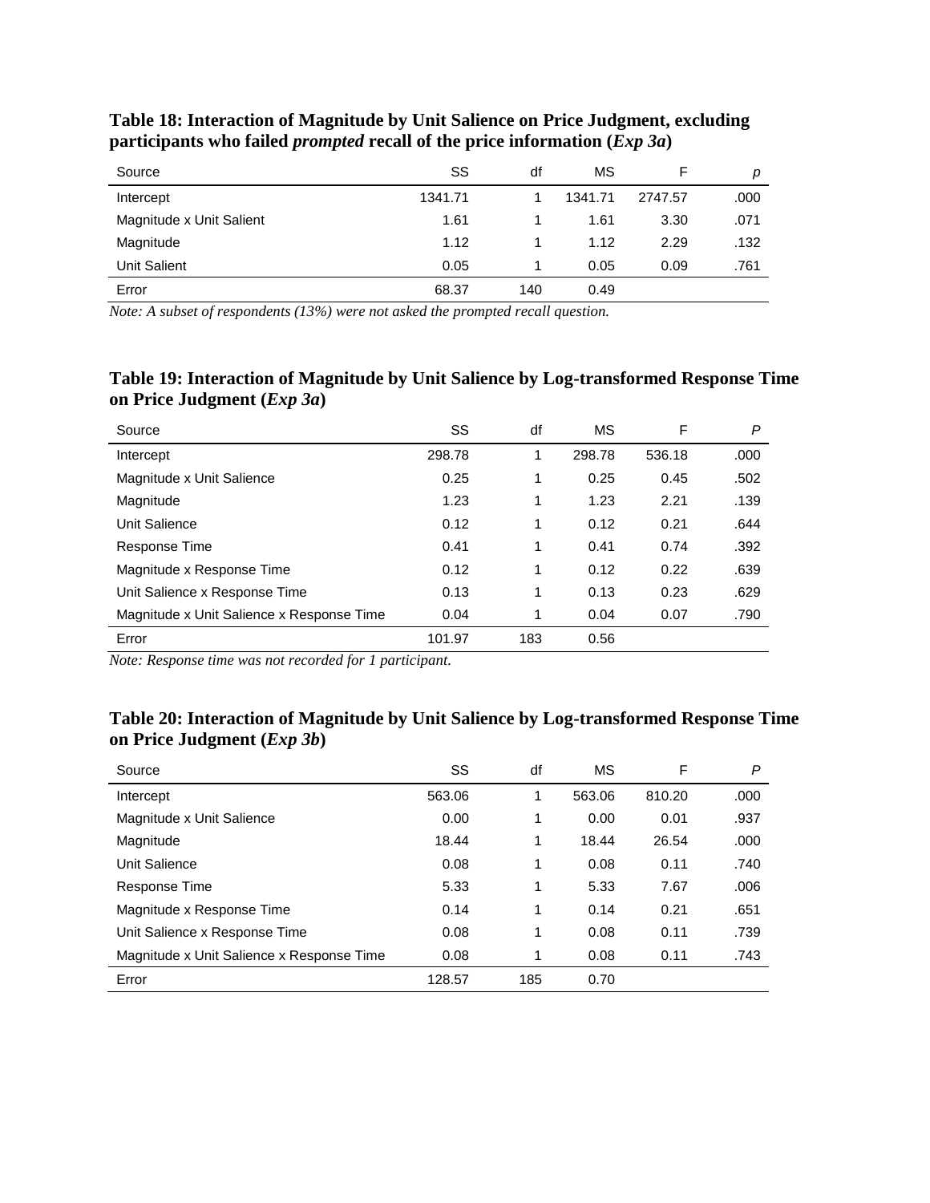**Table 18: Interaction of Magnitude by Unit Salience on Price Judgment, excluding participants who failed *prompted* recall of the price information (*Exp 3a*)**

| Source | SS | df | MS | F | *p* |
|---|---|---|---|---|---|
| Intercept | 1341.71 | 1 | 1341.71 | 2747.57 | .000 |
| Magnitude x Unit Salient | 1.61 | 1 | 1.61 | 3.30 | .071 |
| Magnitude | 1.12 | 1 | 1.12 | 2.29 | .132 |
| Unit Salient | 0.05 | 1 | 0.05 | 0.09 | .761 |
| Error | 68.37 | 140 | 0.49 | | |

*Note: A subset of respondents (13%) were not asked the prompted recall question.*

**Table 19: Interaction of Magnitude by Unit Salience by Log-transformed Response Time on Price Judgment (*Exp 3a*)**

| Source | SS | df | MS | F | *P* |
|---|---|---|---|---|---|
| Intercept | 298.78 | 1 | 298.78 | 536.18 | .000 |
| Magnitude x Unit Salience | 0.25 | 1 | 0.25 | 0.45 | .502 |
| Magnitude | 1.23 | 1 | 1.23 | 2.21 | .139 |
| Unit Salience | 0.12 | 1 | 0.12 | 0.21 | .644 |
| Response Time | 0.41 | 1 | 0.41 | 0.74 | .392 |
| Magnitude x Response Time | 0.12 | 1 | 0.12 | 0.22 | .639 |
| Unit Salience x Response Time | 0.13 | 1 | 0.13 | 0.23 | .629 |
| Magnitude x Unit Salience x Response Time | 0.04 | 1 | 0.04 | 0.07 | .790 |
| Error | 101.97 | 183 | 0.56 | | |

*Note: Response time was not recorded for 1 participant.*

**Table 20: Interaction of Magnitude by Unit Salience by Log-transformed Response Time on Price Judgment (*Exp 3b*)**

| Source | SS | df | MS | F | *P* |
|---|---|---|---|---|---|
| Intercept | 563.06 | 1 | 563.06 | 810.20 | .000 |
| Magnitude x Unit Salience | 0.00 | 1 | 0.00 | 0.01 | .937 |
| Magnitude | 18.44 | 1 | 18.44 | 26.54 | .000 |
| Unit Salience | 0.08 | 1 | 0.08 | 0.11 | .740 |
| Response Time | 5.33 | 1 | 5.33 | 7.67 | .006 |
| Magnitude x Response Time | 0.14 | 1 | 0.14 | 0.21 | .651 |
| Unit Salience x Response Time | 0.08 | 1 | 0.08 | 0.11 | .739 |
| Magnitude x Unit Salience x Response Time | 0.08 | 1 | 0.08 | 0.11 | .743 |
| Error | 128.57 | 185 | 0.70 | | |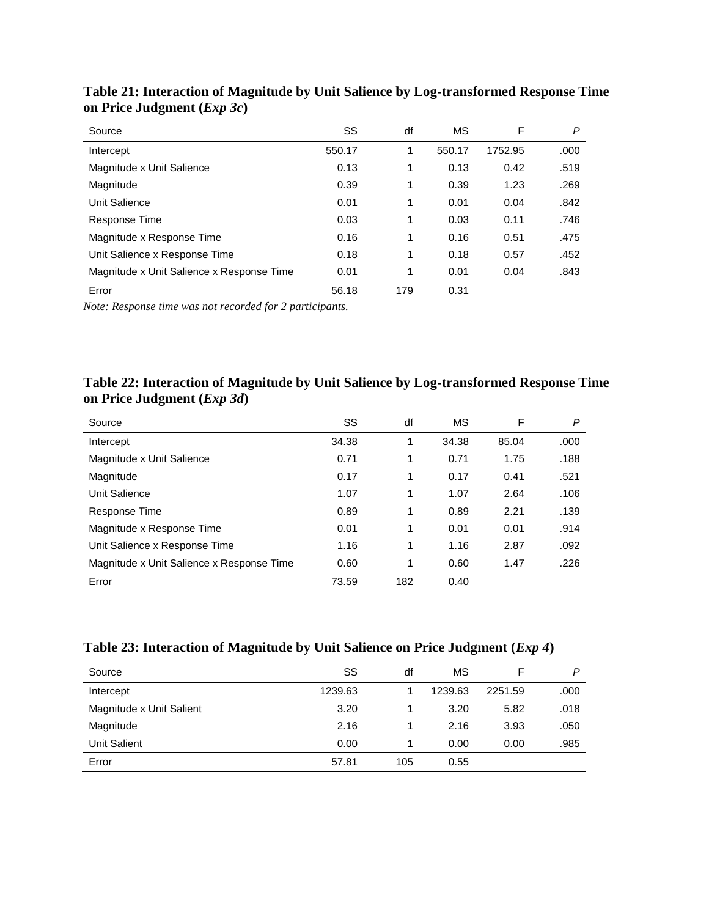**Table 21: Interaction of Magnitude by Unit Salience by Log-transformed Response Time on Price Judgment (*Exp 3c*)**

| Source | SS | df | MS | F | *P* |
|---|---|---|---|---|---|
| Intercept | 550.17 | 1 | 550.17 | 1752.95 | .000 |
| Magnitude x Unit Salience | 0.13 | 1 | 0.13 | 0.42 | .519 |
| Magnitude | 0.39 | 1 | 0.39 | 1.23 | .269 |
| Unit Salience | 0.01 | 1 | 0.01 | 0.04 | .842 |
| Response Time | 0.03 | 1 | 0.03 | 0.11 | .746 |
| Magnitude x Response Time | 0.16 | 1 | 0.16 | 0.51 | .475 |
| Unit Salience x Response Time | 0.18 | 1 | 0.18 | 0.57 | .452 |
| Magnitude x Unit Salience x Response Time | 0.01 | 1 | 0.01 | 0.04 | .843 |
| Error | 56.18 | 179 | 0.31 | | |

*Note: Response time was not recorded for 2 participants.*

**Table 22: Interaction of Magnitude by Unit Salience by Log-transformed Response Time on Price Judgment (*Exp 3d*)**

| Source | SS | df | MS | F | *P* |
|---|---|---|---|---|---|
| Intercept | 34.38 | 1 | 34.38 | 85.04 | .000 |
| Magnitude x Unit Salience | 0.71 | 1 | 0.71 | 1.75 | .188 |
| Magnitude | 0.17 | 1 | 0.17 | 0.41 | .521 |
| Unit Salience | 1.07 | 1 | 1.07 | 2.64 | .106 |
| Response Time | 0.89 | 1 | 0.89 | 2.21 | .139 |
| Magnitude x Response Time | 0.01 | 1 | 0.01 | 0.01 | .914 |
| Unit Salience x Response Time | 1.16 | 1 | 1.16 | 2.87 | .092 |
| Magnitude x Unit Salience x Response Time | 0.60 | 1 | 0.60 | 1.47 | .226 |
| Error | 73.59 | 182 | 0.40 | | |

**Table 23: Interaction of Magnitude by Unit Salience on Price Judgment (*Exp 4*)**

| Source | SS | df | MS | F | *P* |
|---|---|---|---|---|---|
| Intercept | 1239.63 | 1 | 1239.63 | 2251.59 | .000 |
| Magnitude x Unit Salient | 3.20 | 1 | 3.20 | 5.82 | .018 |
| Magnitude | 2.16 | 1 | 2.16 | 3.93 | .050 |
| Unit Salient | 0.00 | 1 | 0.00 | 0.00 | .985 |
| Error | 57.81 | 105 | 0.55 | | |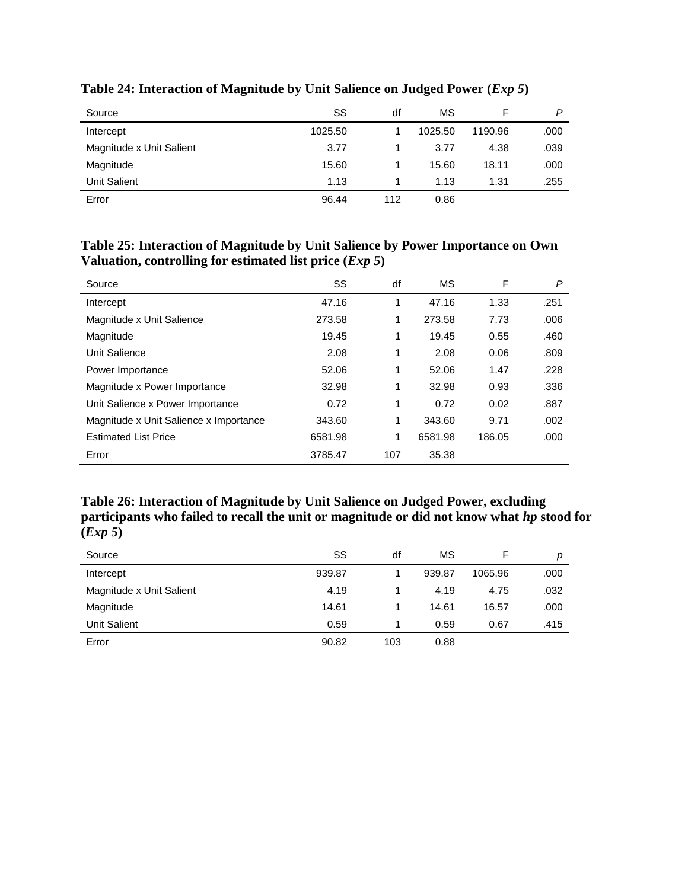**Table 24: Interaction of Magnitude by Unit Salience on Judged Power (*Exp 5*)**

| Source | SS | df | MS | F | *P* |
|---|---|---|---|---|---|
| Intercept | 1025.50 | 1 | 1025.50 | 1190.96 | .000 |
| Magnitude x Unit Salient | 3.77 | 1 | 3.77 | 4.38 | .039 |
| Magnitude | 15.60 | 1 | 15.60 | 18.11 | .000 |
| Unit Salient | 1.13 | 1 | 1.13 | 1.31 | .255 |
| Error | 96.44 | 112 | 0.86 | | |

**Table 25: Interaction of Magnitude by Unit Salience by Power Importance on Own Valuation, controlling for estimated list price (*Exp 5*)**

| Source | SS | df | MS | F | *P* |
|---|---|---|---|---|---|
| Intercept | 47.16 | 1 | 47.16 | 1.33 | .251 |
| Magnitude x Unit Salience | 273.58 | 1 | 273.58 | 7.73 | .006 |
| Magnitude | 19.45 | 1 | 19.45 | 0.55 | .460 |
| Unit Salience | 2.08 | 1 | 2.08 | 0.06 | .809 |
| Power Importance | 52.06 | 1 | 52.06 | 1.47 | .228 |
| Magnitude x Power Importance | 32.98 | 1 | 32.98 | 0.93 | .336 |
| Unit Salience x Power Importance | 0.72 | 1 | 0.72 | 0.02 | .887 |
| Magnitude x Unit Salience x Importance | 343.60 | 1 | 343.60 | 9.71 | .002 |
| Estimated List Price | 6581.98 | 1 | 6581.98 | 186.05 | .000 |
| Error | 3785.47 | 107 | 35.38 | | |

**Table 26: Interaction of Magnitude by Unit Salience on Judged Power, excluding participants who failed to recall the unit or magnitude or did not know what *hp* stood for (*Exp 5*)**

| Source | SS | df | MS | F | *p* |
|---|---|---|---|---|---|
| Intercept | 939.87 | 1 | 939.87 | 1065.96 | .000 |
| Magnitude x Unit Salient | 4.19 | 1 | 4.19 | 4.75 | .032 |
| Magnitude | 14.61 | 1 | 14.61 | 16.57 | .000 |
| Unit Salient | 0.59 | 1 | 0.59 | 0.67 | .415 |
| Error | 90.82 | 103 | 0.88 | | |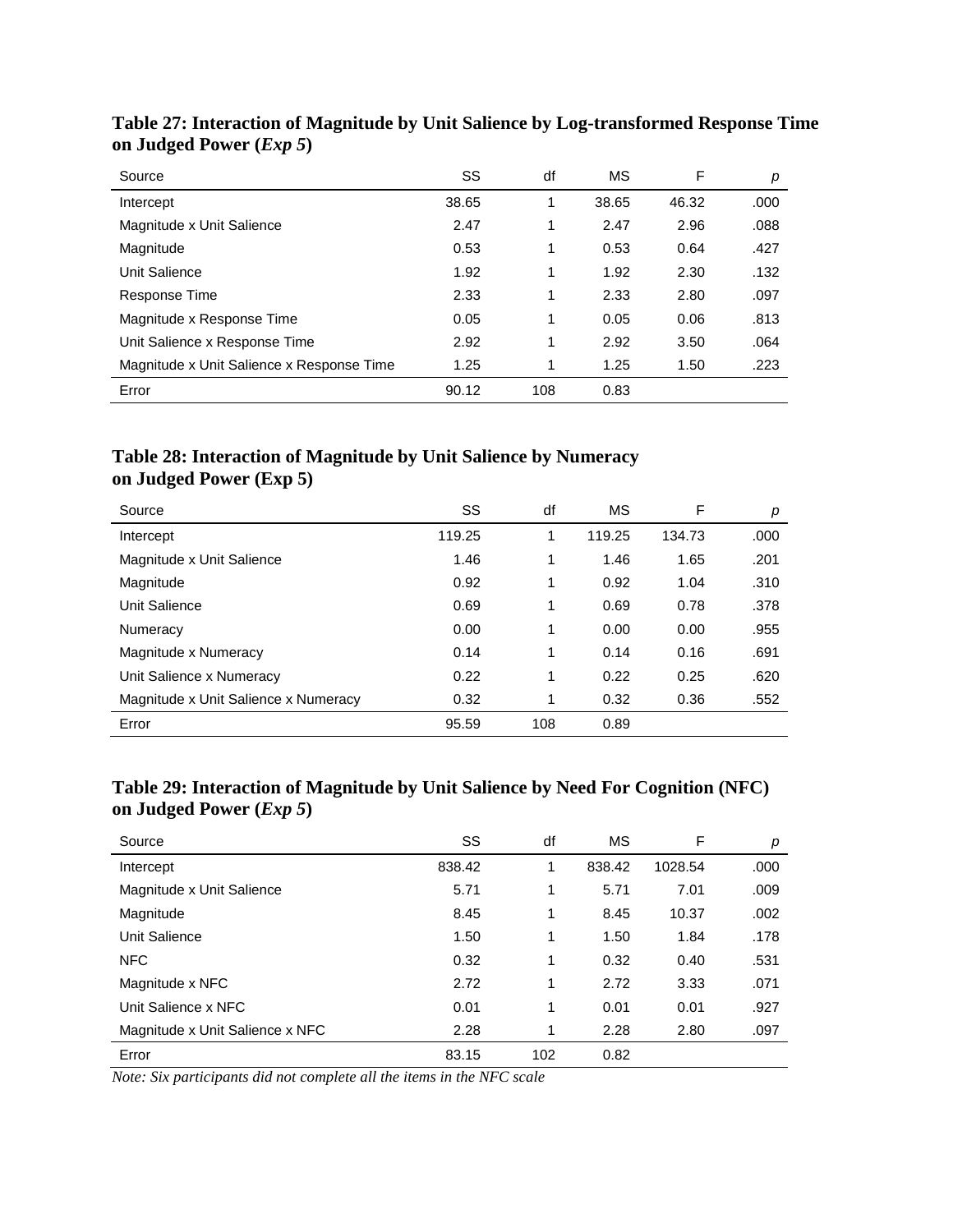**Table 27: Interaction of Magnitude by Unit Salience by Log-transformed Response Time on Judged Power (*Exp 5*)**

| Source | SS | df | MS | F | *p* |
|---|---|---|---|---|---|
| Intercept | 38.65 | 1 | 38.65 | 46.32 | .000 |
| Magnitude x Unit Salience | 2.47 | 1 | 2.47 | 2.96 | .088 |
| Magnitude | 0.53 | 1 | 0.53 | 0.64 | .427 |
| Unit Salience | 1.92 | 1 | 1.92 | 2.30 | .132 |
| Response Time | 2.33 | 1 | 2.33 | 2.80 | .097 |
| Magnitude x Response Time | 0.05 | 1 | 0.05 | 0.06 | .813 |
| Unit Salience x Response Time | 2.92 | 1 | 2.92 | 3.50 | .064 |
| Magnitude x Unit Salience x Response Time | 1.25 | 1 | 1.25 | 1.50 | .223 |
| Error | 90.12 | 108 | 0.83 | | |

**Table 28: Interaction of Magnitude by Unit Salience by Numeracy on Judged Power (Exp 5)**

| Source | SS | df | MS | F | *p* |
|---|---|---|---|---|---|
| Intercept | 119.25 | 1 | 119.25 | 134.73 | .000 |
| Magnitude x Unit Salience | 1.46 | 1 | 1.46 | 1.65 | .201 |
| Magnitude | 0.92 | 1 | 0.92 | 1.04 | .310 |
| Unit Salience | 0.69 | 1 | 0.69 | 0.78 | .378 |
| Numeracy | 0.00 | 1 | 0.00 | 0.00 | .955 |
| Magnitude x Numeracy | 0.14 | 1 | 0.14 | 0.16 | .691 |
| Unit Salience x Numeracy | 0.22 | 1 | 0.22 | 0.25 | .620 |
| Magnitude x Unit Salience x Numeracy | 0.32 | 1 | 0.32 | 0.36 | .552 |
| Error | 95.59 | 108 | 0.89 | | |

**Table 29: Interaction of Magnitude by Unit Salience by Need For Cognition (NFC) on Judged Power (*Exp 5*)**

| Source | SS | df | MS | F | *p* |
|---|---|---|---|---|---|
| Intercept | 838.42 | 1 | 838.42 | 1028.54 | .000 |
| Magnitude x Unit Salience | 5.71 | 1 | 5.71 | 7.01 | .009 |
| Magnitude | 8.45 | 1 | 8.45 | 10.37 | .002 |
| Unit Salience | 1.50 | 1 | 1.50 | 1.84 | .178 |
| NFC | 0.32 | 1 | 0.32 | 0.40 | .531 |
| Magnitude x NFC | 2.72 | 1 | 2.72 | 3.33 | .071 |
| Unit Salience x NFC | 0.01 | 1 | 0.01 | 0.01 | .927 |
| Magnitude x Unit Salience x NFC | 2.28 | 1 | 2.28 | 2.80 | .097 |
| Error | 83.15 | 102 | 0.82 | | |

*Note: Six participants did not complete all the items in the NFC scale*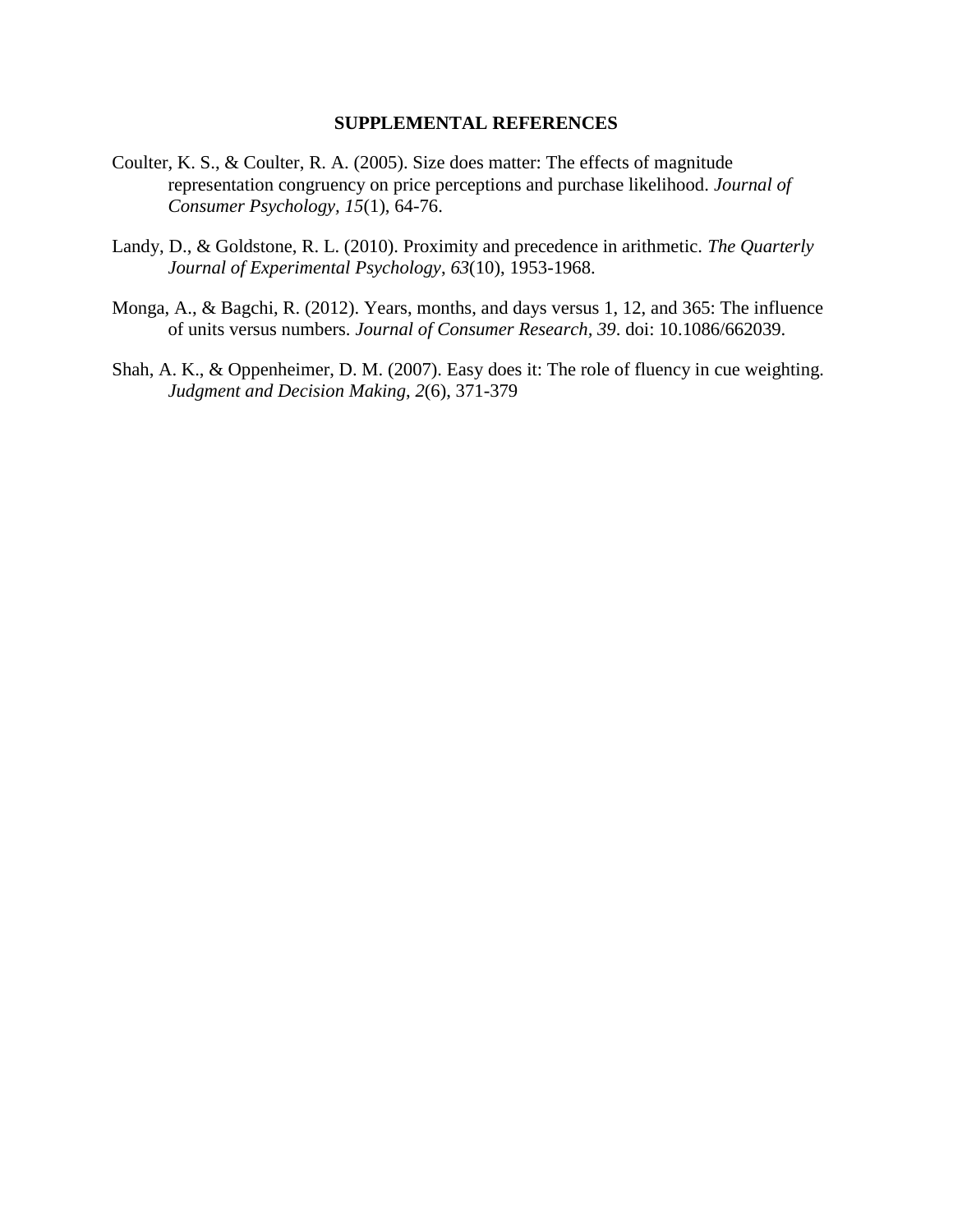**SUPPLEMENTAL REFERENCES**

Coulter, K. S., & Coulter, R. A. (2005). Size does matter: The effects of magnitude representation congruency on price perceptions and purchase likelihood. *Journal of Consumer Psychology, 15*(1), 64-76.

Landy, D., & Goldstone, R. L. (2010). Proximity and precedence in arithmetic. *The Quarterly Journal of Experimental Psychology*, *63*(10), 1953-1968.

Monga, A., & Bagchi, R. (2012). Years, months, and days versus 1, 12, and 365: The influence of units versus numbers. *Journal of Consumer Research, 39*. doi: 10.1086/662039.

Shah, A. K., & Oppenheimer, D. M. (2007). Easy does it: The role of fluency in cue weighting. *Judgment and Decision Making*, *2*(6), 371-379